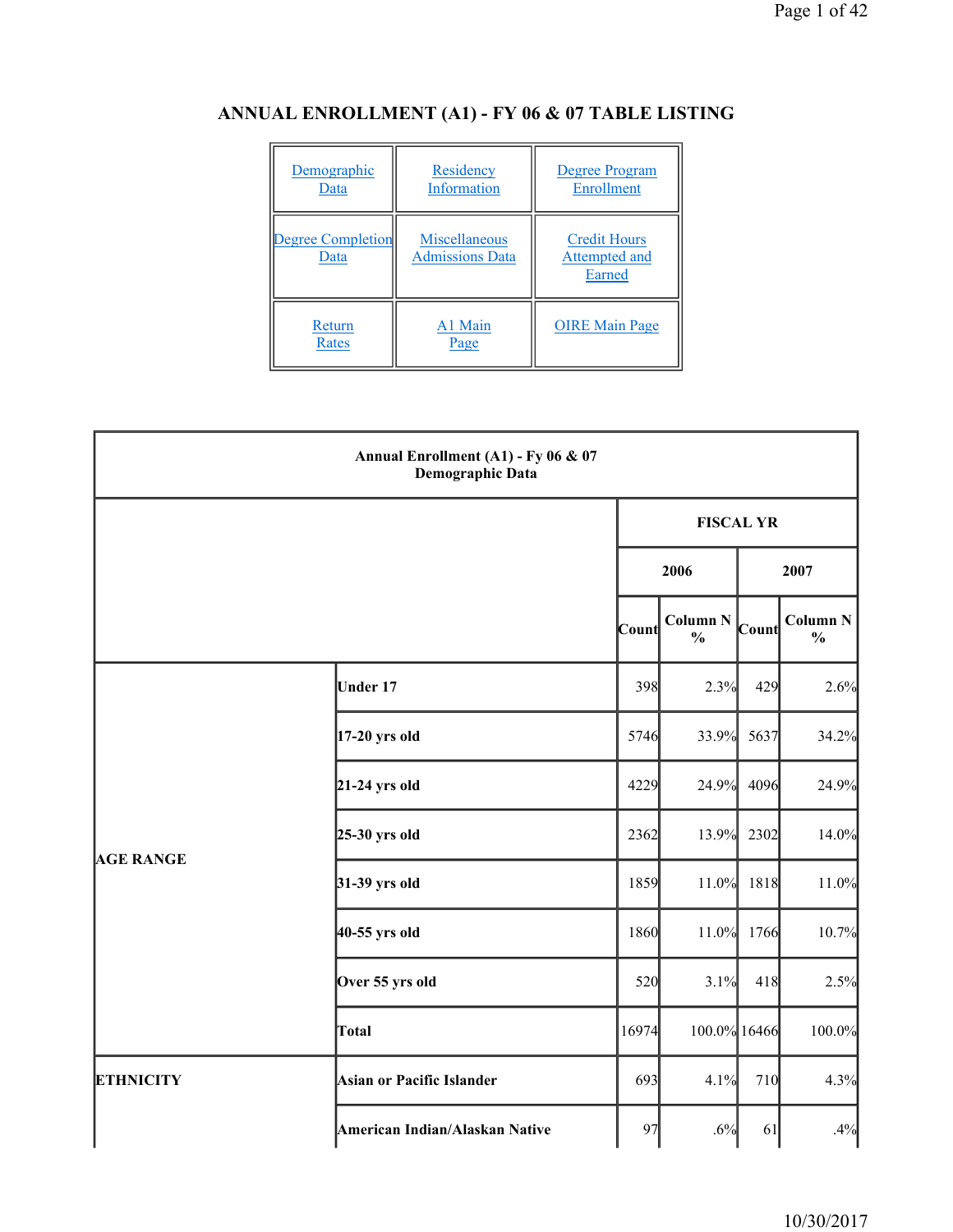# ANNUAL ENROLLMENT (A1) - FY 06 & 07 TABLE LISTING

| Demographic Data | Residency Information | Degree Program Enrollment |
|---|---|---|
| Degree Completion Data | Miscellaneous Admissions Data | Credit Hours Attempted and Earned |
| Return Rates | A1 Main Page | OIRE Main Page |

**Annual Enrollment (A1) - Fy 06 & 07**
**Demographic Data**

| | | FISCAL YR | | | |
|---|---|---|---|---|---|
| | | 2006 | | 2007 | |
| | | Count | Column N % | Count | Column N % |
| AGE RANGE | Under 17 | 398 | 2.3% | 429 | 2.6% |
| | 17-20 yrs old | 5746 | 33.9% | 5637 | 34.2% |
| | 21-24 yrs old | 4229 | 24.9% | 4096 | 24.9% |
| | 25-30 yrs old | 2362 | 13.9% | 2302 | 14.0% |
| | 31-39 yrs old | 1859 | 11.0% | 1818 | 11.0% |
| | 40-55 yrs old | 1860 | 11.0% | 1766 | 10.7% |
| | Over 55 yrs old | 520 | 3.1% | 418 | 2.5% |
| | Total | 16974 | 100.0% | 16466 | 100.0% |
| ETHNICITY | Asian or Pacific Islander | 693 | 4.1% | 710 | 4.3% |
| | American Indian/Alaskan Native | 97 | .6% | 61 | .4% |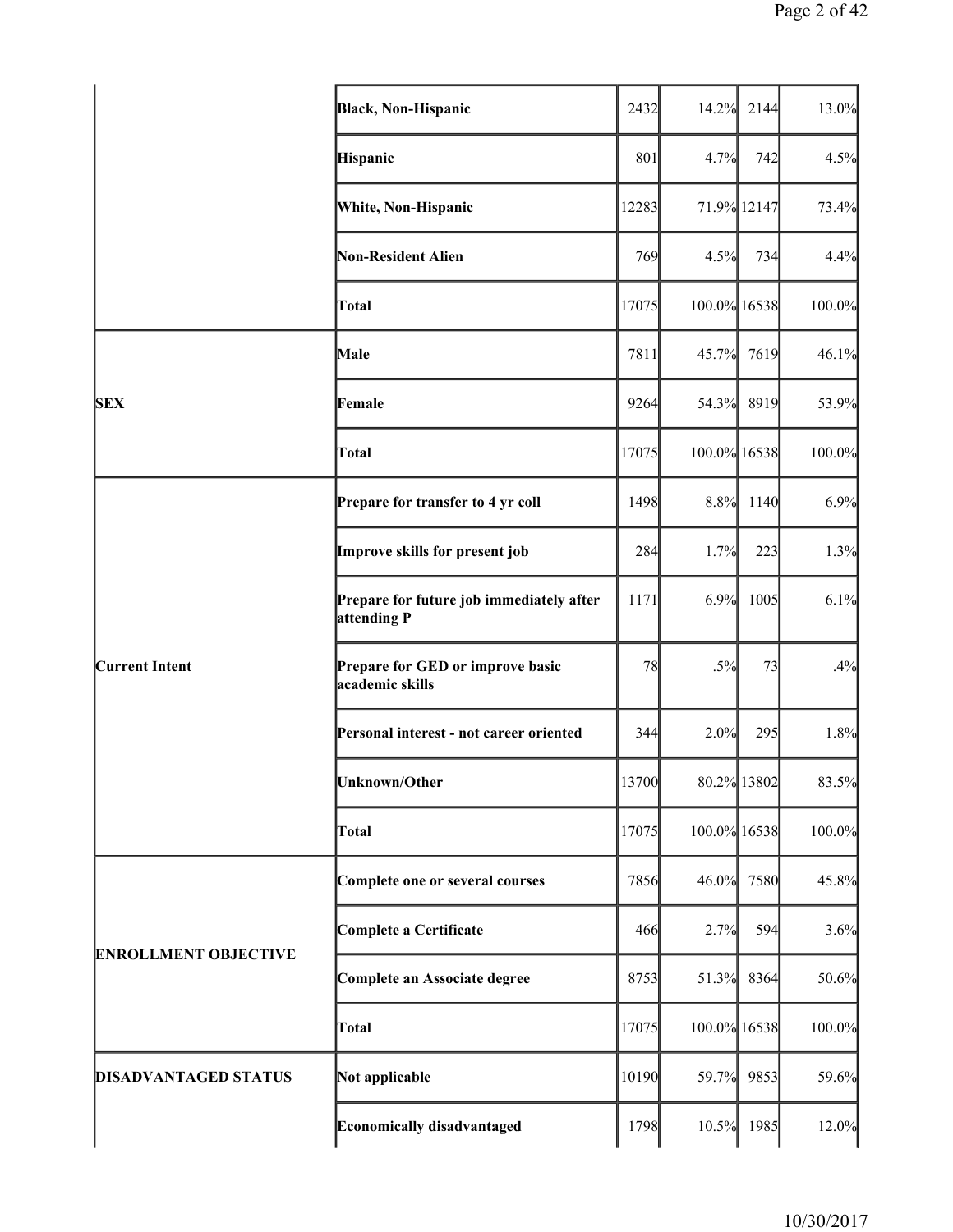| | | | | | |
|---|---|---|---|---|---|
| | **Black, Non-Hispanic** | 2432 | 14.2% | 2144 | 13.0% |
| | **Hispanic** | 801 | 4.7% | 742 | 4.5% |
| | **White, Non-Hispanic** | 12283 | 71.9% | 12147 | 73.4% |
| | **Non-Resident Alien** | 769 | 4.5% | 734 | 4.4% |
| | **Total** | 17075 | 100.0% | 16538 | 100.0% |
| **SEX** | **Male** | 7811 | 45.7% | 7619 | 46.1% |
| | **Female** | 9264 | 54.3% | 8919 | 53.9% |
| | **Total** | 17075 | 100.0% | 16538 | 100.0% |
| **Current Intent** | **Prepare for transfer to 4 yr coll** | 1498 | 8.8% | 1140 | 6.9% |
| | **Improve skills for present job** | 284 | 1.7% | 223 | 1.3% |
| | **Prepare for future job immediately after attending P** | 1171 | 6.9% | 1005 | 6.1% |
| | **Prepare for GED or improve basic academic skills** | 78 | .5% | 73 | .4% |
| | **Personal interest - not career oriented** | 344 | 2.0% | 295 | 1.8% |
| | **Unknown/Other** | 13700 | 80.2% | 13802 | 83.5% |
| | **Total** | 17075 | 100.0% | 16538 | 100.0% |
| **ENROLLMENT OBJECTIVE** | **Complete one or several courses** | 7856 | 46.0% | 7580 | 45.8% |
| | **Complete a Certificate** | 466 | 2.7% | 594 | 3.6% |
| | **Complete an Associate degree** | 8753 | 51.3% | 8364 | 50.6% |
| | **Total** | 17075 | 100.0% | 16538 | 100.0% |
| **DISADVANTAGED STATUS** | **Not applicable** | 10190 | 59.7% | 9853 | 59.6% |
| | **Economically disadvantaged** | 1798 | 10.5% | 1985 | 12.0% |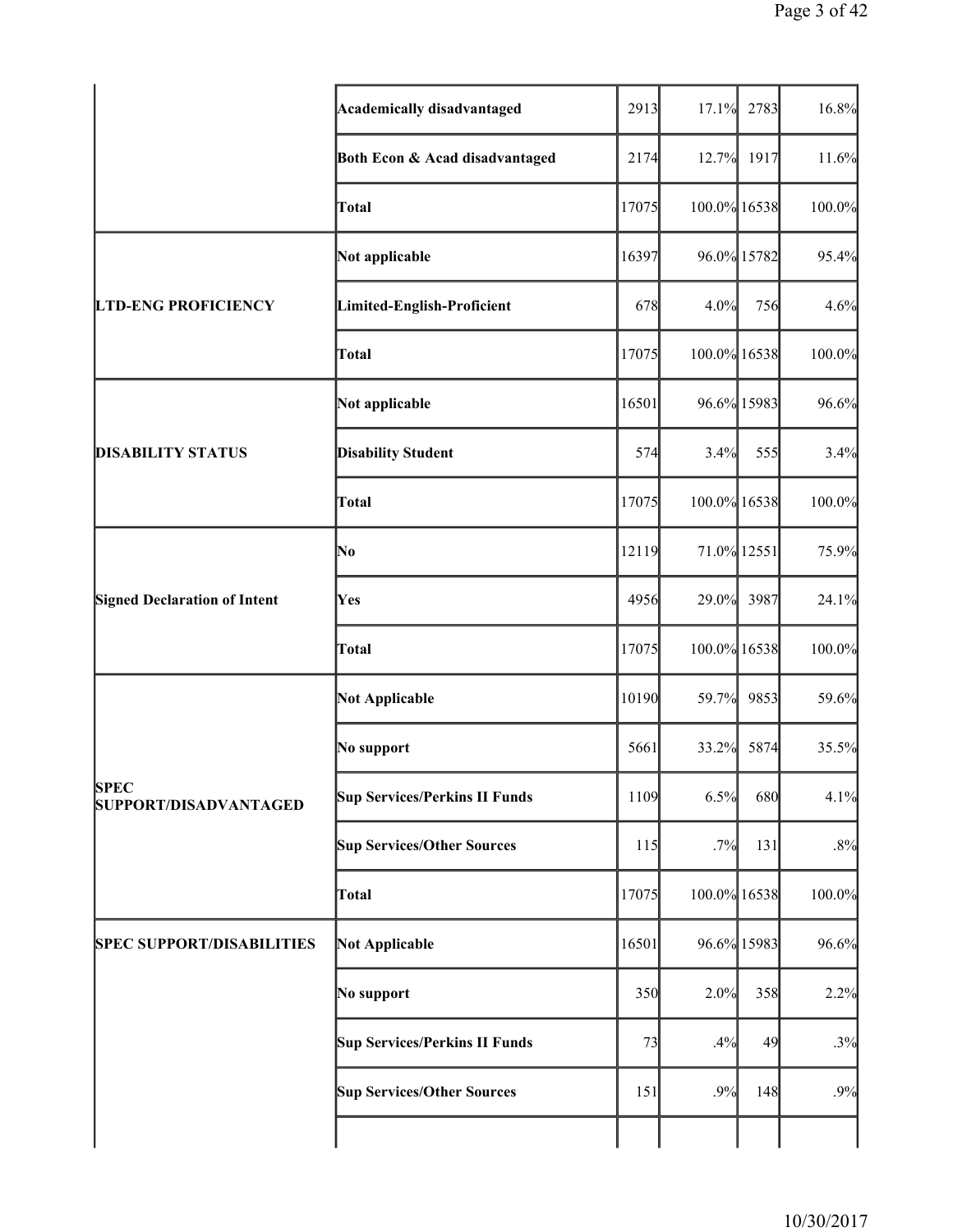| | | | | | |
|---|---|---|---|---|---|
| | **Academically disadvantaged** | 2913 | 17.1% | 2783 | 16.8% |
| | **Both Econ & Acad disadvantaged** | 2174 | 12.7% | 1917 | 11.6% |
| | **Total** | 17075 | 100.0% | 16538 | 100.0% |
| **LTD-ENG PROFICIENCY** | **Not applicable** | 16397 | 96.0% | 15782 | 95.4% |
| | **Limited-English-Proficient** | 678 | 4.0% | 756 | 4.6% |
| | **Total** | 17075 | 100.0% | 16538 | 100.0% |
| **DISABILITY STATUS** | **Not applicable** | 16501 | 96.6% | 15983 | 96.6% |
| | **Disability Student** | 574 | 3.4% | 555 | 3.4% |
| | **Total** | 17075 | 100.0% | 16538 | 100.0% |
| **Signed Declaration of Intent** | **No** | 12119 | 71.0% | 12551 | 75.9% |
| | **Yes** | 4956 | 29.0% | 3987 | 24.1% |
| | **Total** | 17075 | 100.0% | 16538 | 100.0% |
| **SPEC SUPPORT/DISADVANTAGED** | **Not Applicable** | 10190 | 59.7% | 9853 | 59.6% |
| | **No support** | 5661 | 33.2% | 5874 | 35.5% |
| | **Sup Services/Perkins II Funds** | 1109 | 6.5% | 680 | 4.1% |
| | **Sup Services/Other Sources** | 115 | .7% | 131 | .8% |
| | **Total** | 17075 | 100.0% | 16538 | 100.0% |
| **SPEC SUPPORT/DISABILITIES** | **Not Applicable** | 16501 | 96.6% | 15983 | 96.6% |
| | **No support** | 350 | 2.0% | 358 | 2.2% |
| | **Sup Services/Perkins II Funds** | 73 | .4% | 49 | .3% |
| | **Sup Services/Other Sources** | 151 | .9% | 148 | .9% |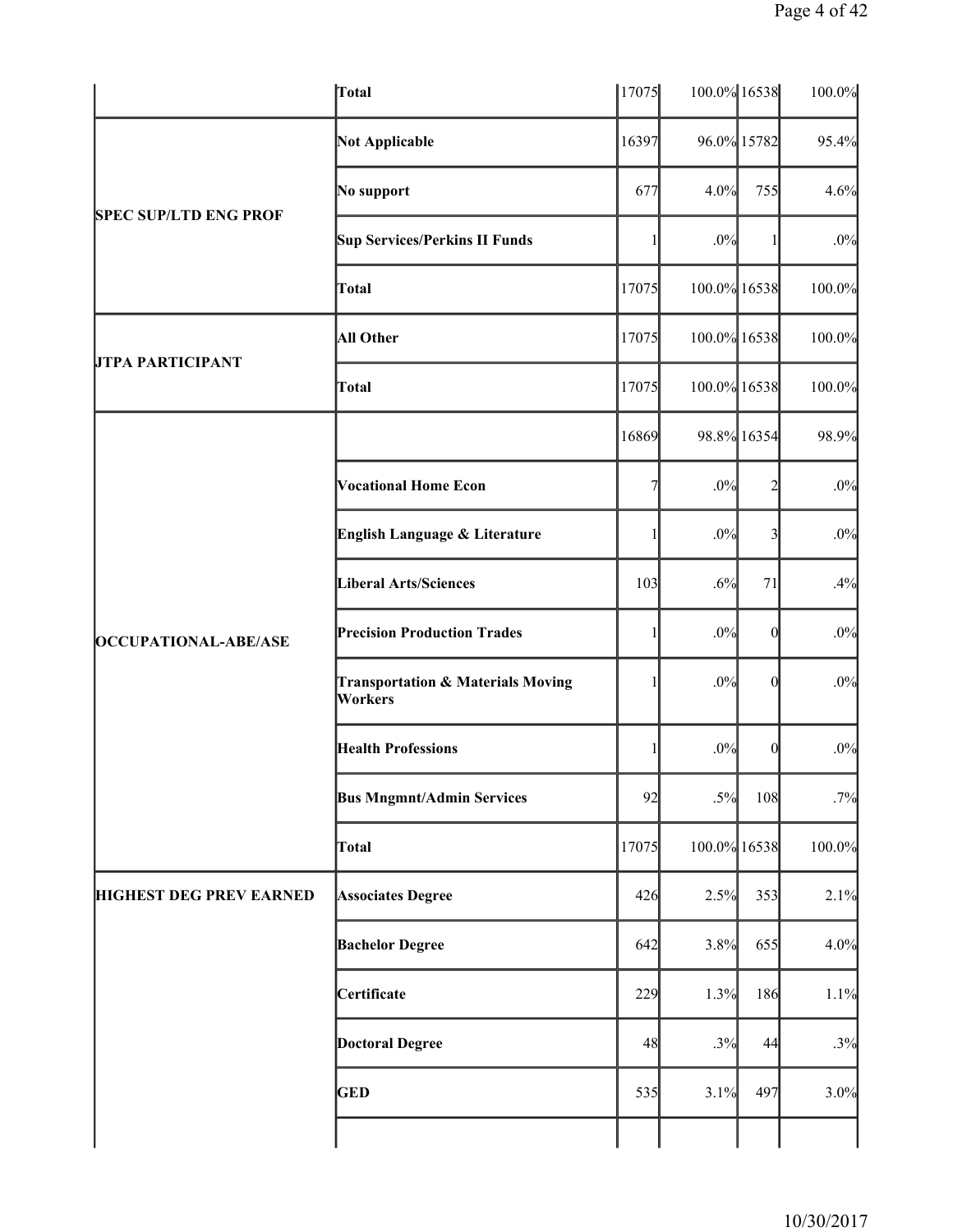| | | | | | |
|---|---|---|---|---|---|
| | **Total** | 17075 | 100.0% | 16538 | 100.0% |
| **SPEC SUP/LTD ENG PROF** | **Not Applicable** | 16397 | 96.0% | 15782 | 95.4% |
| | **No support** | 677 | 4.0% | 755 | 4.6% |
| | **Sup Services/Perkins II Funds** | 1 | .0% | 1 | .0% |
| | **Total** | 17075 | 100.0% | 16538 | 100.0% |
| **JTPA PARTICIPANT** | **All Other** | 17075 | 100.0% | 16538 | 100.0% |
| | **Total** | 17075 | 100.0% | 16538 | 100.0% |
| **OCCUPATIONAL-ABE/ASE** | | 16869 | 98.8% | 16354 | 98.9% |
| | **Vocational Home Econ** | 7 | .0% | 2 | .0% |
| | **English Language & Literature** | 1 | .0% | 3 | .0% |
| | **Liberal Arts/Sciences** | 103 | .6% | 71 | .4% |
| | **Precision Production Trades** | 1 | .0% | 0 | .0% |
| | **Transportation & Materials Moving Workers** | 1 | .0% | 0 | .0% |
| | **Health Professions** | 1 | .0% | 0 | .0% |
| | **Bus Mngmnt/Admin Services** | 92 | .5% | 108 | .7% |
| | **Total** | 17075 | 100.0% | 16538 | 100.0% |
| **HIGHEST DEG PREV EARNED** | **Associates Degree** | 426 | 2.5% | 353 | 2.1% |
| | **Bachelor Degree** | 642 | 3.8% | 655 | 4.0% |
| | **Certificate** | 229 | 1.3% | 186 | 1.1% |
| | **Doctoral Degree** | 48 | .3% | 44 | .3% |
| | **GED** | 535 | 3.1% | 497 | 3.0% |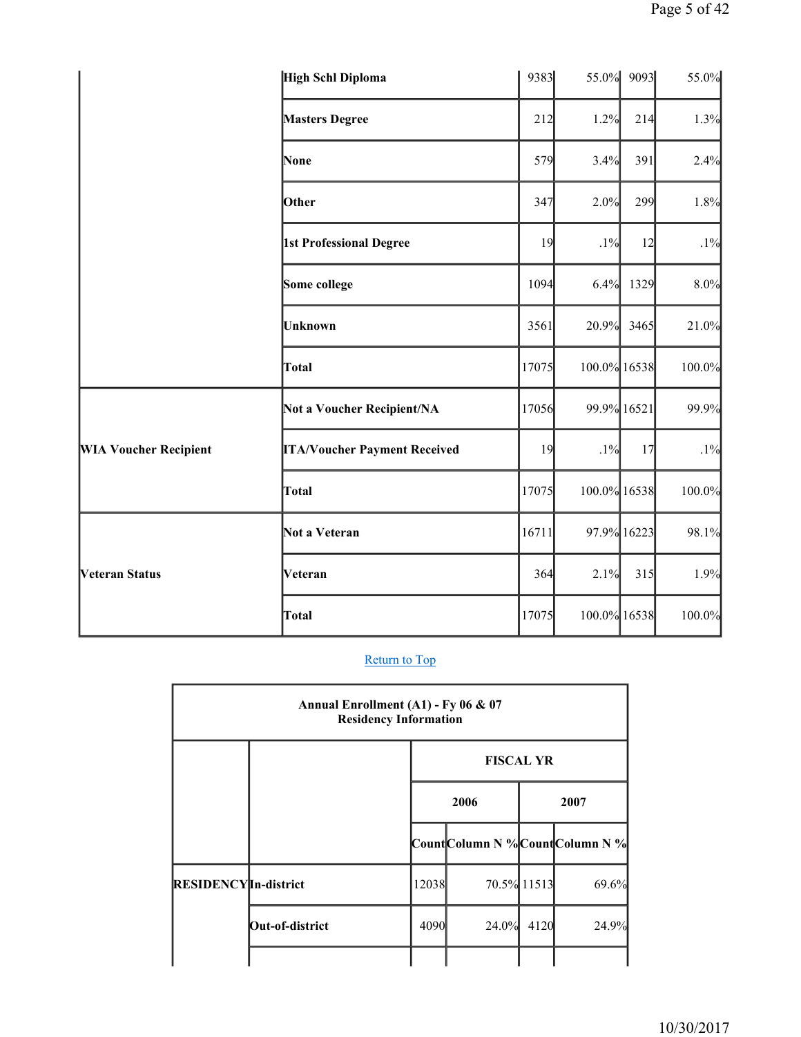| | | | | | |
|---|---|---|---|---|---|
| | High Schl Diploma | 9383 | 55.0% | 9093 | 55.0% |
| | Masters Degree | 212 | 1.2% | 214 | 1.3% |
| | None | 579 | 3.4% | 391 | 2.4% |
| | Other | 347 | 2.0% | 299 | 1.8% |
| | 1st Professional Degree | 19 | .1% | 12 | .1% |
| | Some college | 1094 | 6.4% | 1329 | 8.0% |
| | Unknown | 3561 | 20.9% | 3465 | 21.0% |
| | Total | 17075 | 100.0% | 16538 | 100.0% |
| WIA Voucher Recipient | Not a Voucher Recipient/NA | 17056 | 99.9% | 16521 | 99.9% |
| | ITA/Voucher Payment Received | 19 | .1% | 17 | .1% |
| | Total | 17075 | 100.0% | 16538 | 100.0% |
| Veteran Status | Not a Veteran | 16711 | 97.9% | 16223 | 98.1% |
| | Veteran | 364 | 2.1% | 315 | 1.9% |
| | Total | 17075 | 100.0% | 16538 | 100.0% |

Return to Top

**Annual Enrollment (A1) - Fy 06 & 07**
**Residency Information**

| | | FISCAL YR | | | |
|---|---|---|---|---|---|
| | | 2006 | | 2007 | |
| | | Count | Column N % | Count | Column N % |
| RESIDENCY | In-district | 12038 | 70.5% | 11513 | 69.6% |
| | Out-of-district | 4090 | 24.0% | 4120 | 24.9% |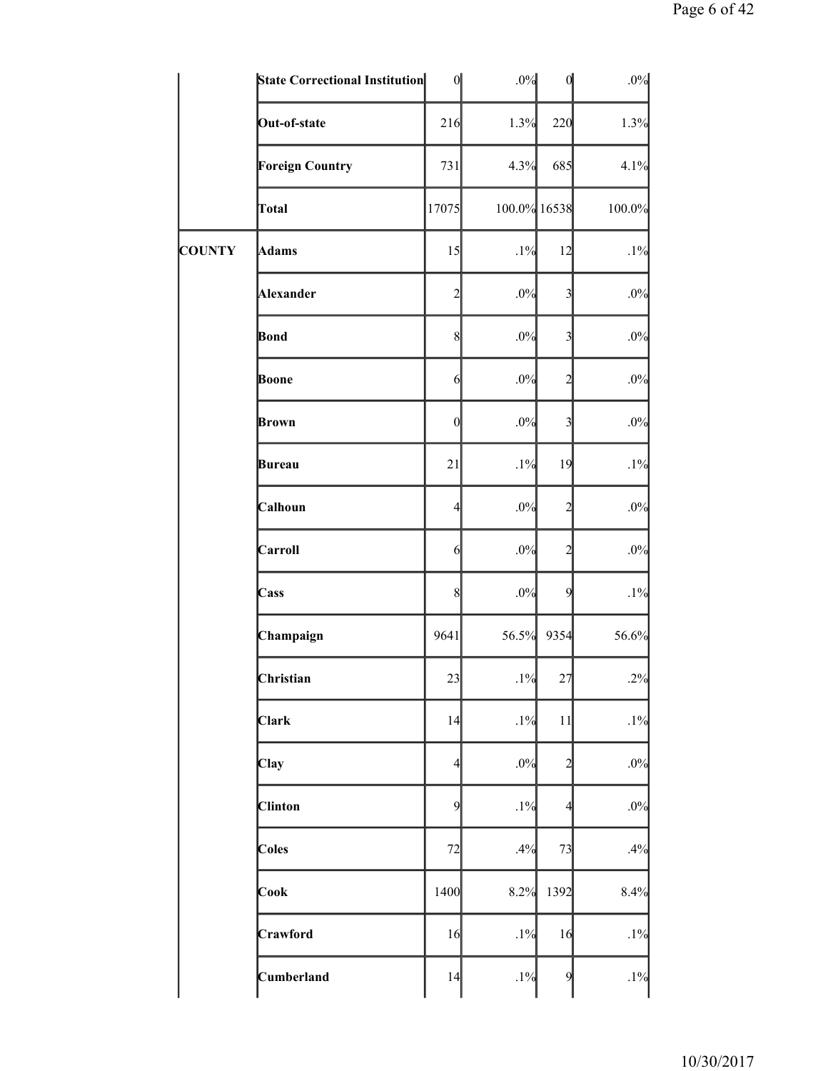| | | | | | |
|---|---|---|---|---|---|
| | **State Correctional Institution** | 0 | .0% | 0 | .0% |
| | **Out-of-state** | 216 | 1.3% | 220 | 1.3% |
| | **Foreign Country** | 731 | 4.3% | 685 | 4.1% |
| | **Total** | 17075 | 100.0% | 16538 | 100.0% |
| **COUNTY** | **Adams** | 15 | .1% | 12 | .1% |
| | **Alexander** | 2 | .0% | 3 | .0% |
| | **Bond** | 8 | .0% | 3 | .0% |
| | **Boone** | 6 | .0% | 2 | .0% |
| | **Brown** | 0 | .0% | 3 | .0% |
| | **Bureau** | 21 | .1% | 19 | .1% |
| | **Calhoun** | 4 | .0% | 2 | .0% |
| | **Carroll** | 6 | .0% | 2 | .0% |
| | **Cass** | 8 | .0% | 9 | .1% |
| | **Champaign** | 9641 | 56.5% | 9354 | 56.6% |
| | **Christian** | 23 | .1% | 27 | .2% |
| | **Clark** | 14 | .1% | 11 | .1% |
| | **Clay** | 4 | .0% | 2 | .0% |
| | **Clinton** | 9 | .1% | 4 | .0% |
| | **Coles** | 72 | .4% | 73 | .4% |
| | **Cook** | 1400 | 8.2% | 1392 | 8.4% |
| | **Crawford** | 16 | .1% | 16 | .1% |
| | **Cumberland** | 14 | .1% | 9 | .1% |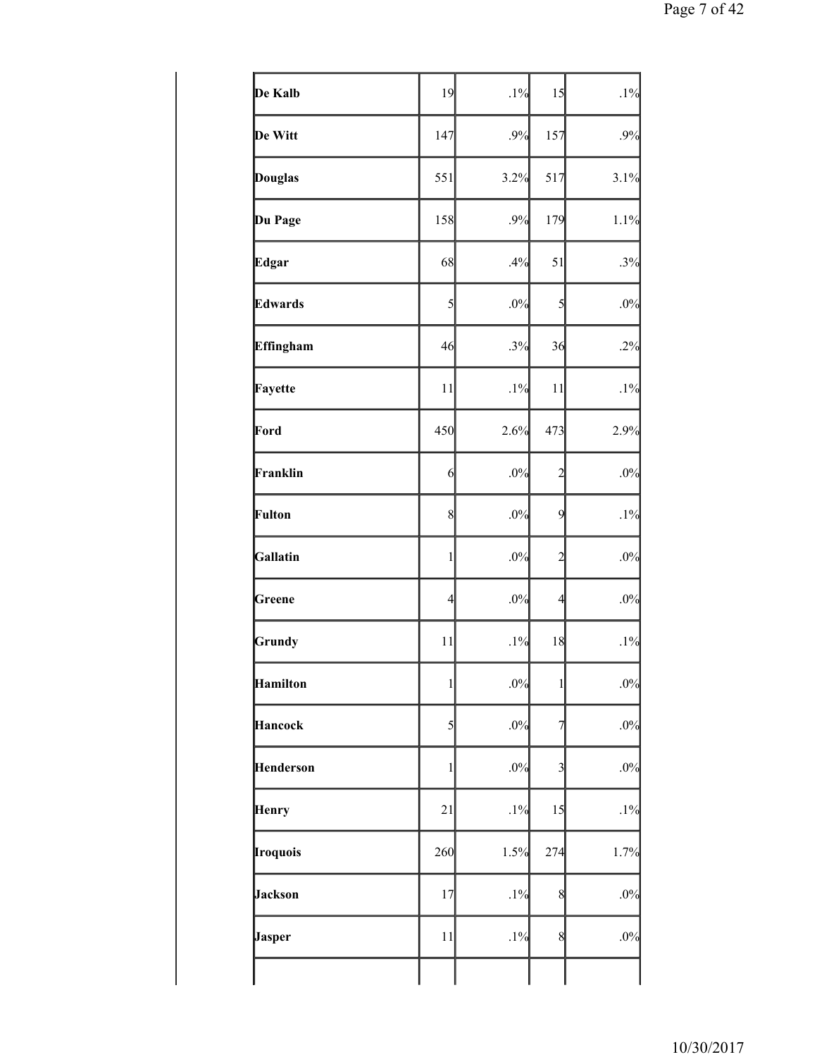| | | | | |
|---|---|---|---|---|
| **De Kalb** | 19 | .1% | 15 | .1% |
| **De Witt** | 147 | .9% | 157 | .9% |
| **Douglas** | 551 | 3.2% | 517 | 3.1% |
| **Du Page** | 158 | .9% | 179 | 1.1% |
| **Edgar** | 68 | .4% | 51 | .3% |
| **Edwards** | 5 | .0% | 5 | .0% |
| **Effingham** | 46 | .3% | 36 | .2% |
| **Fayette** | 11 | .1% | 11 | .1% |
| **Ford** | 450 | 2.6% | 473 | 2.9% |
| **Franklin** | 6 | .0% | 2 | .0% |
| **Fulton** | 8 | .0% | 9 | .1% |
| **Gallatin** | 1 | .0% | 2 | .0% |
| **Greene** | 4 | .0% | 4 | .0% |
| **Grundy** | 11 | .1% | 18 | .1% |
| **Hamilton** | 1 | .0% | 1 | .0% |
| **Hancock** | 5 | .0% | 7 | .0% |
| **Henderson** | 1 | .0% | 3 | .0% |
| **Henry** | 21 | .1% | 15 | .1% |
| **Iroquois** | 260 | 1.5% | 274 | 1.7% |
| **Jackson** | 17 | .1% | 8 | .0% |
| **Jasper** | 11 | .1% | 8 | .0% |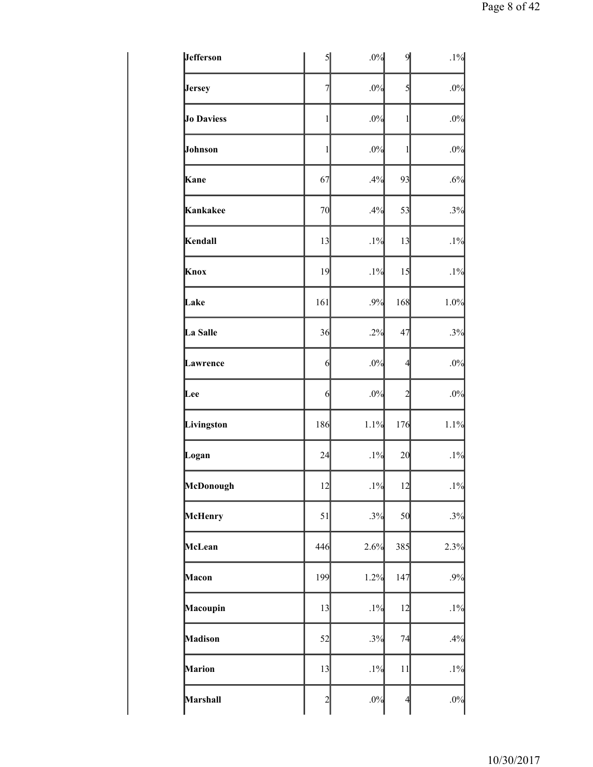| | | | | |
|---|---|---|---|---|
| **Jefferson** | 5 | .0% | 9 | .1% |
| **Jersey** | 7 | .0% | 5 | .0% |
| **Jo Daviess** | 1 | .0% | 1 | .0% |
| **Johnson** | 1 | .0% | 1 | .0% |
| **Kane** | 67 | .4% | 93 | .6% |
| **Kankakee** | 70 | .4% | 53 | .3% |
| **Kendall** | 13 | .1% | 13 | .1% |
| **Knox** | 19 | .1% | 15 | .1% |
| **Lake** | 161 | .9% | 168 | 1.0% |
| **La Salle** | 36 | .2% | 47 | .3% |
| **Lawrence** | 6 | .0% | 4 | .0% |
| **Lee** | 6 | .0% | 2 | .0% |
| **Livingston** | 186 | 1.1% | 176 | 1.1% |
| **Logan** | 24 | .1% | 20 | .1% |
| **McDonough** | 12 | .1% | 12 | .1% |
| **McHenry** | 51 | .3% | 50 | .3% |
| **McLean** | 446 | 2.6% | 385 | 2.3% |
| **Macon** | 199 | 1.2% | 147 | .9% |
| **Macoupin** | 13 | .1% | 12 | .1% |
| **Madison** | 52 | .3% | 74 | .4% |
| **Marion** | 13 | .1% | 11 | .1% |
| **Marshall** | 2 | .0% | 4 | .0% |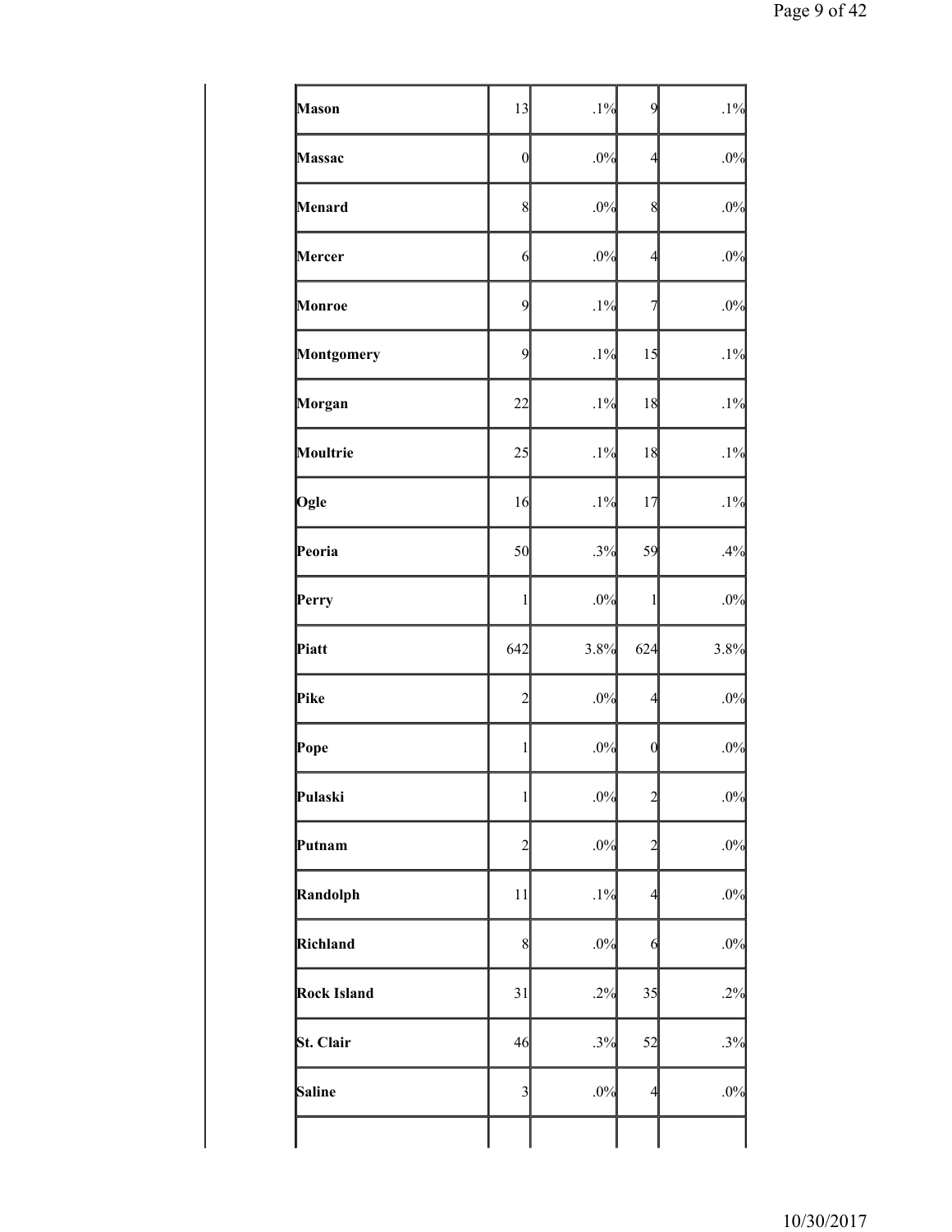| | | | | |
|---|---|---|---|---|
| **Mason** | 13 | .1% | 9 | .1% |
| **Massac** | 0 | .0% | 4 | .0% |
| **Menard** | 8 | .0% | 8 | .0% |
| **Mercer** | 6 | .0% | 4 | .0% |
| **Monroe** | 9 | .1% | 7 | .0% |
| **Montgomery** | 9 | .1% | 15 | .1% |
| **Morgan** | 22 | .1% | 18 | .1% |
| **Moultrie** | 25 | .1% | 18 | .1% |
| **Ogle** | 16 | .1% | 17 | .1% |
| **Peoria** | 50 | .3% | 59 | .4% |
| **Perry** | 1 | .0% | 1 | .0% |
| **Piatt** | 642 | 3.8% | 624 | 3.8% |
| **Pike** | 2 | .0% | 4 | .0% |
| **Pope** | 1 | .0% | 0 | .0% |
| **Pulaski** | 1 | .0% | 2 | .0% |
| **Putnam** | 2 | .0% | 2 | .0% |
| **Randolph** | 11 | .1% | 4 | .0% |
| **Richland** | 8 | .0% | 6 | .0% |
| **Rock Island** | 31 | .2% | 35 | .2% |
| **St. Clair** | 46 | .3% | 52 | .3% |
| **Saline** | 3 | .0% | 4 | .0% |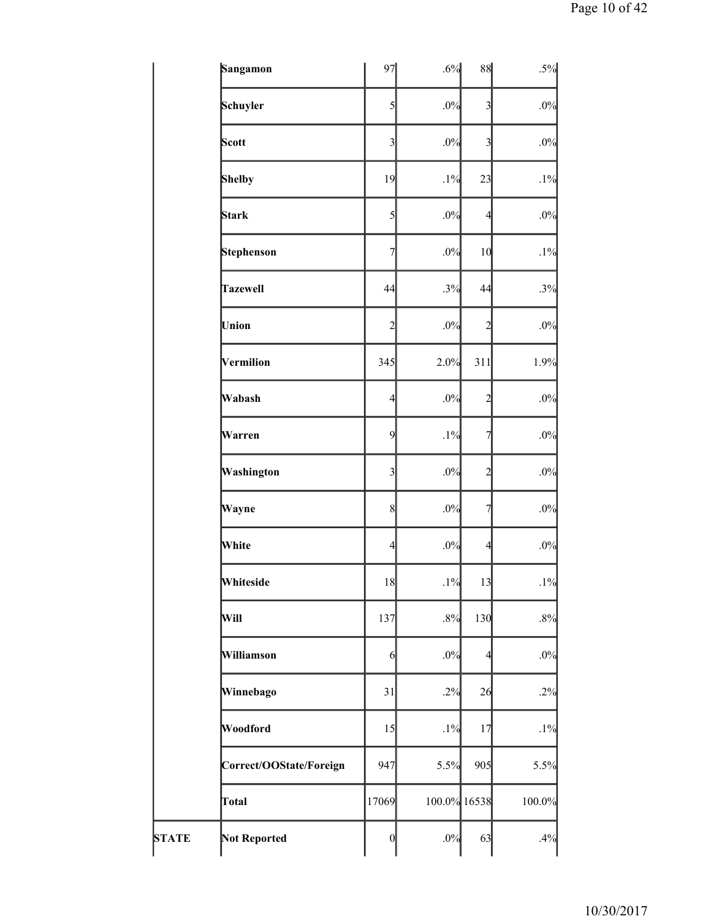| | | | | | |
|---|---|---|---|---|---|
| | Sangamon | 97 | .6% | 88 | .5% |
| | Schuyler | 5 | .0% | 3 | .0% |
| | Scott | 3 | .0% | 3 | .0% |
| | Shelby | 19 | .1% | 23 | .1% |
| | Stark | 5 | .0% | 4 | .0% |
| | Stephenson | 7 | .0% | 10 | .1% |
| | Tazewell | 44 | .3% | 44 | .3% |
| | Union | 2 | .0% | 2 | .0% |
| | Vermilion | 345 | 2.0% | 311 | 1.9% |
| | Wabash | 4 | .0% | 2 | .0% |
| | Warren | 9 | .1% | 7 | .0% |
| | Washington | 3 | .0% | 2 | .0% |
| | Wayne | 8 | .0% | 7 | .0% |
| | White | 4 | .0% | 4 | .0% |
| | Whiteside | 18 | .1% | 13 | .1% |
| | Will | 137 | .8% | 130 | .8% |
| | Williamson | 6 | .0% | 4 | .0% |
| | Winnebago | 31 | .2% | 26 | .2% |
| | Woodford | 15 | .1% | 17 | .1% |
| | Correct/OOState/Foreign | 947 | 5.5% | 905 | 5.5% |
| | Total | 17069 | 100.0% | 16538 | 100.0% |
| STATE | Not Reported | 0 | .0% | 63 | .4% |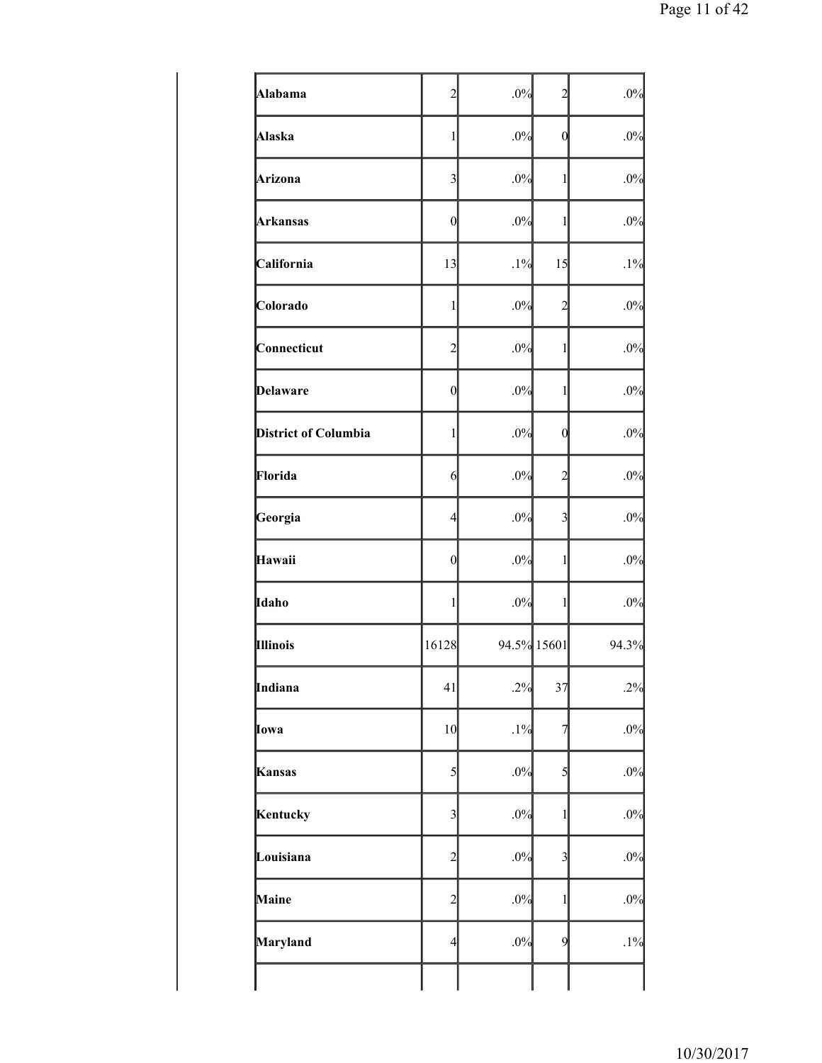| | | | | |
|---|---|---|---|---|
| **Alabama** | 2 | .0% | 2 | .0% |
| **Alaska** | 1 | .0% | 0 | .0% |
| **Arizona** | 3 | .0% | 1 | .0% |
| **Arkansas** | 0 | .0% | 1 | .0% |
| **California** | 13 | .1% | 15 | .1% |
| **Colorado** | 1 | .0% | 2 | .0% |
| **Connecticut** | 2 | .0% | 1 | .0% |
| **Delaware** | 0 | .0% | 1 | .0% |
| **District of Columbia** | 1 | .0% | 0 | .0% |
| **Florida** | 6 | .0% | 2 | .0% |
| **Georgia** | 4 | .0% | 3 | .0% |
| **Hawaii** | 0 | .0% | 1 | .0% |
| **Idaho** | 1 | .0% | 1 | .0% |
| **Illinois** | 16128 | 94.5% | 15601 | 94.3% |
| **Indiana** | 41 | .2% | 37 | .2% |
| **Iowa** | 10 | .1% | 7 | .0% |
| **Kansas** | 5 | .0% | 5 | .0% |
| **Kentucky** | 3 | .0% | 1 | .0% |
| **Louisiana** | 2 | .0% | 3 | .0% |
| **Maine** | 2 | .0% | 1 | .0% |
| **Maryland** | 4 | .0% | 9 | .1% |
| | | | | |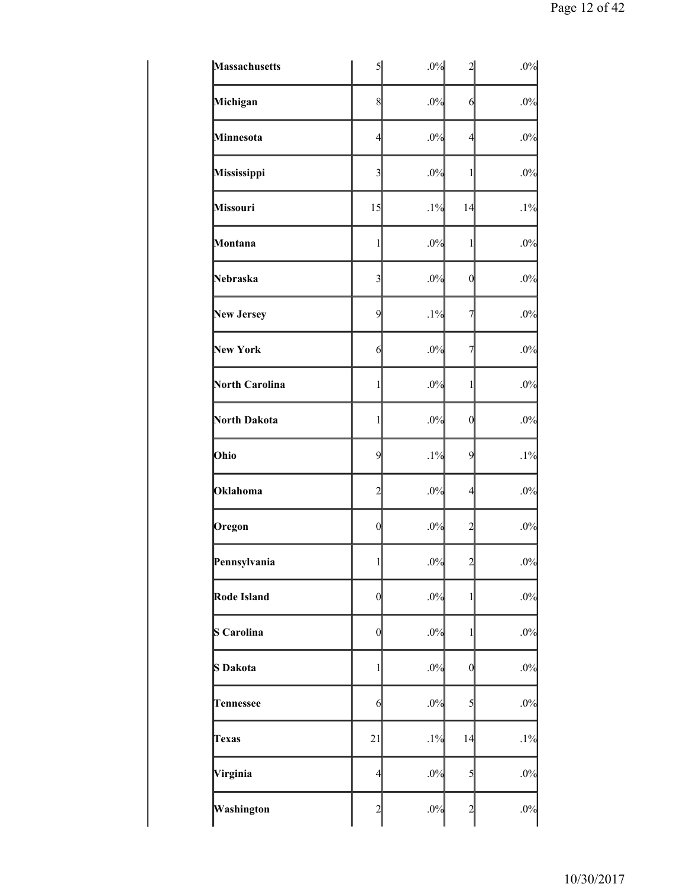| | | | | |
|---|---|---|---|---|
| **Massachusetts** | 5 | .0% | 2 | .0% |
| **Michigan** | 8 | .0% | 6 | .0% |
| **Minnesota** | 4 | .0% | 4 | .0% |
| **Mississippi** | 3 | .0% | 1 | .0% |
| **Missouri** | 15 | .1% | 14 | .1% |
| **Montana** | 1 | .0% | 1 | .0% |
| **Nebraska** | 3 | .0% | 0 | .0% |
| **New Jersey** | 9 | .1% | 7 | .0% |
| **New York** | 6 | .0% | 7 | .0% |
| **North Carolina** | 1 | .0% | 1 | .0% |
| **North Dakota** | 1 | .0% | 0 | .0% |
| **Ohio** | 9 | .1% | 9 | .1% |
| **Oklahoma** | 2 | .0% | 4 | .0% |
| **Oregon** | 0 | .0% | 2 | .0% |
| **Pennsylvania** | 1 | .0% | 2 | .0% |
| **Rode Island** | 0 | .0% | 1 | .0% |
| **S Carolina** | 0 | .0% | 1 | .0% |
| **S Dakota** | 1 | .0% | 0 | .0% |
| **Tennessee** | 6 | .0% | 5 | .0% |
| **Texas** | 21 | .1% | 14 | .1% |
| **Virginia** | 4 | .0% | 5 | .0% |
| **Washington** | 2 | .0% | 2 | .0% |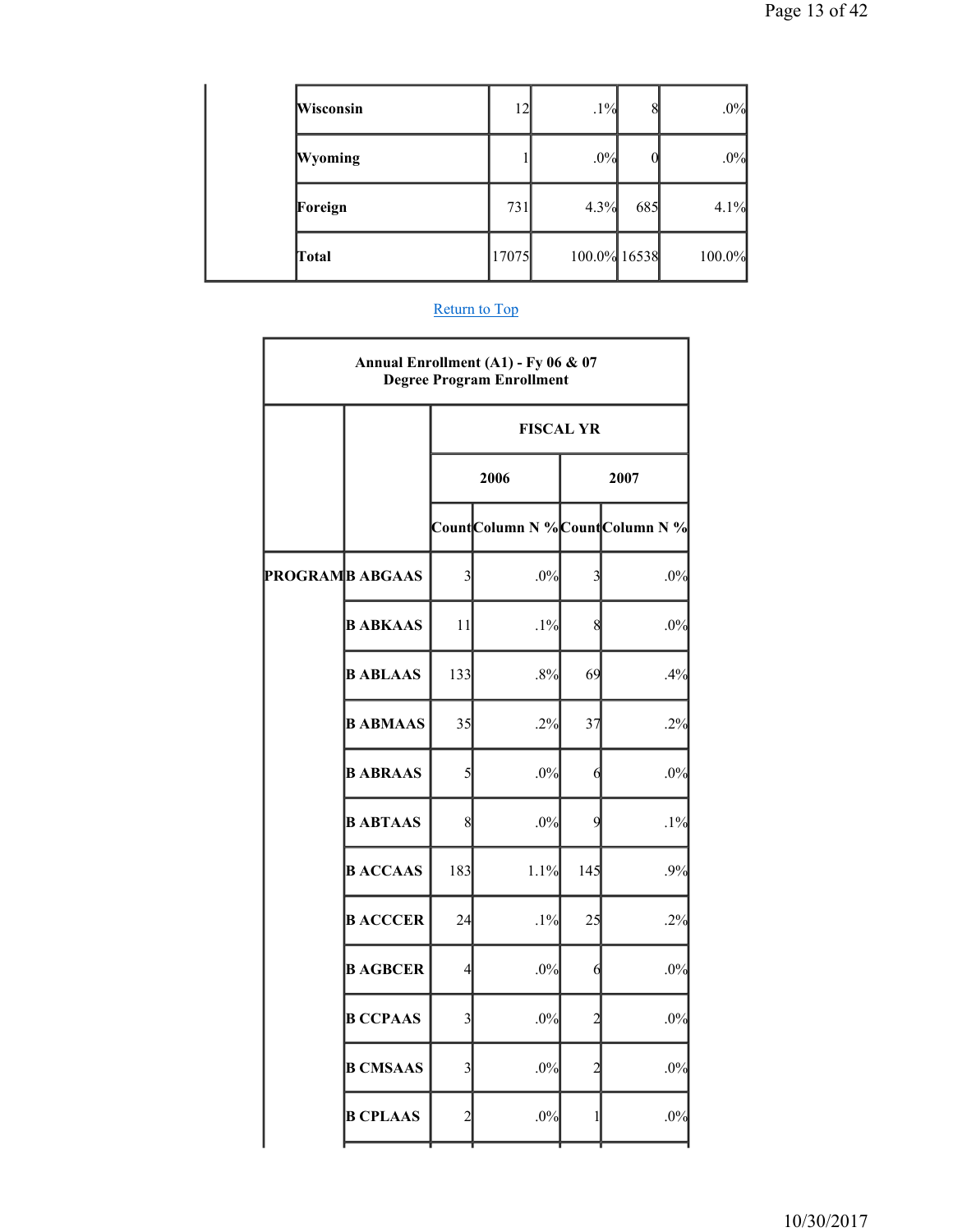| | | | | |
|---|---|---|---|---|
| Wisconsin | 12 | .1% | 8 | .0% |
| Wyoming | 1 | .0% | 0 | .0% |
| Foreign | 731 | 4.3% | 685 | 4.1% |
| Total | 17075 | 100.0% | 16538 | 100.0% |

Return to Top

**Annual Enrollment (A1) - Fy 06 & 07**
**Degree Program Enrollment**

| | | FISCAL YR | | | |
|---|---|---|---|---|---|
| | | 2006 | | 2007 | |
| | | Count | Column N % | Count | Column N % |
| PROGRAM | B ABGAAS | 3 | .0% | 3 | .0% |
| | B ABKAAS | 11 | .1% | 8 | .0% |
| | B ABLAAS | 133 | .8% | 69 | .4% |
| | B ABMAAS | 35 | .2% | 37 | .2% |
| | B ABRAAS | 5 | .0% | 6 | .0% |
| | B ABTAAS | 8 | .0% | 9 | .1% |
| | B ACCAAS | 183 | 1.1% | 145 | .9% |
| | B ACCCER | 24 | .1% | 25 | .2% |
| | B AGBCER | 4 | .0% | 6 | .0% |
| | B CCPAAS | 3 | .0% | 2 | .0% |
| | B CMSAAS | 3 | .0% | 2 | .0% |
| | B CPLAAS | 2 | .0% | 1 | .0% |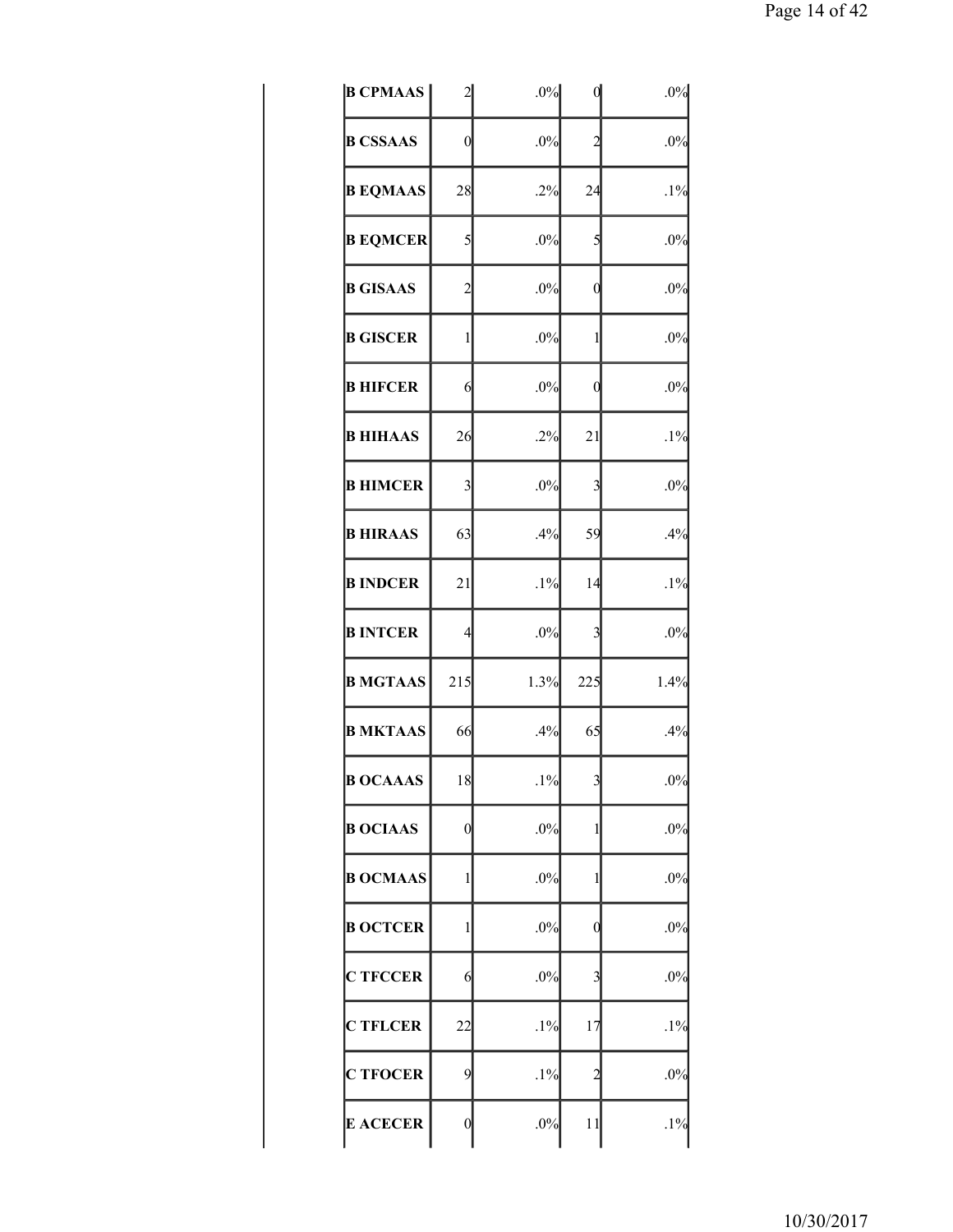| | | | | |
|---|---|---|---|---|
| **B CPMAAS** | 2 | .0% | 0 | .0% |
| **B CSSAAS** | 0 | .0% | 2 | .0% |
| **B EQMAAS** | 28 | .2% | 24 | .1% |
| **B EQMCER** | 5 | .0% | 5 | .0% |
| **B GISAAS** | 2 | .0% | 0 | .0% |
| **B GISCER** | 1 | .0% | 1 | .0% |
| **B HIFCER** | 6 | .0% | 0 | .0% |
| **B HIHAAS** | 26 | .2% | 21 | .1% |
| **B HIMCER** | 3 | .0% | 3 | .0% |
| **B HIRAAS** | 63 | .4% | 59 | .4% |
| **B INDCER** | 21 | .1% | 14 | .1% |
| **B INTCER** | 4 | .0% | 3 | .0% |
| **B MGTAAS** | 215 | 1.3% | 225 | 1.4% |
| **B MKTAAS** | 66 | .4% | 65 | .4% |
| **B OCAAAS** | 18 | .1% | 3 | .0% |
| **B OCIAAS** | 0 | .0% | 1 | .0% |
| **B OCMAAS** | 1 | .0% | 1 | .0% |
| **B OCTCER** | 1 | .0% | 0 | .0% |
| **C TFCCER** | 6 | .0% | 3 | .0% |
| **C TFLCER** | 22 | .1% | 17 | .1% |
| **C TFOCER** | 9 | .1% | 2 | .0% |
| **E ACECER** | 0 | .0% | 11 | .1% |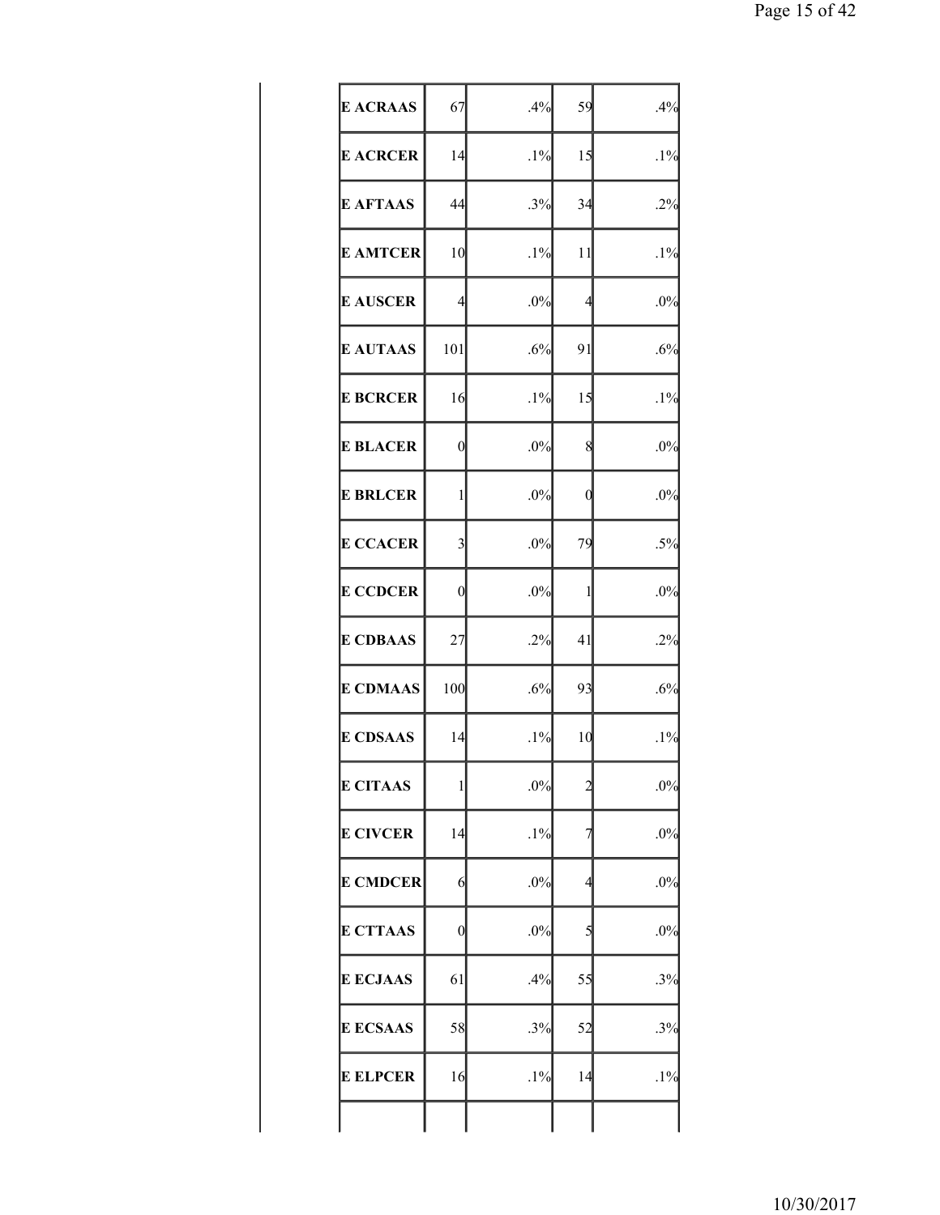| | | | | |
|---|---|---|---|---|
| **E ACRAAS** | 67 | .4% | 59 | .4% |
| **E ACRCER** | 14 | .1% | 15 | .1% |
| **E AFTAAS** | 44 | .3% | 34 | .2% |
| **E AMTCER** | 10 | .1% | 11 | .1% |
| **E AUSCER** | 4 | .0% | 4 | .0% |
| **E AUTAAS** | 101 | .6% | 91 | .6% |
| **E BCRCER** | 16 | .1% | 15 | .1% |
| **E BLACER** | 0 | .0% | 8 | .0% |
| **E BRLCER** | 1 | .0% | 0 | .0% |
| **E CCACER** | 3 | .0% | 79 | .5% |
| **E CCDCER** | 0 | .0% | 1 | .0% |
| **E CDBAAS** | 27 | .2% | 41 | .2% |
| **E CDMAAS** | 100 | .6% | 93 | .6% |
| **E CDSAAS** | 14 | .1% | 10 | .1% |
| **E CITAAS** | 1 | .0% | 2 | .0% |
| **E CIVCER** | 14 | .1% | 7 | .0% |
| **E CMDCER** | 6 | .0% | 4 | .0% |
| **E CTTAAS** | 0 | .0% | 5 | .0% |
| **E ECJAAS** | 61 | .4% | 55 | .3% |
| **E ECSAAS** | 58 | .3% | 52 | .3% |
| **E ELPCER** | 16 | .1% | 14 | .1% |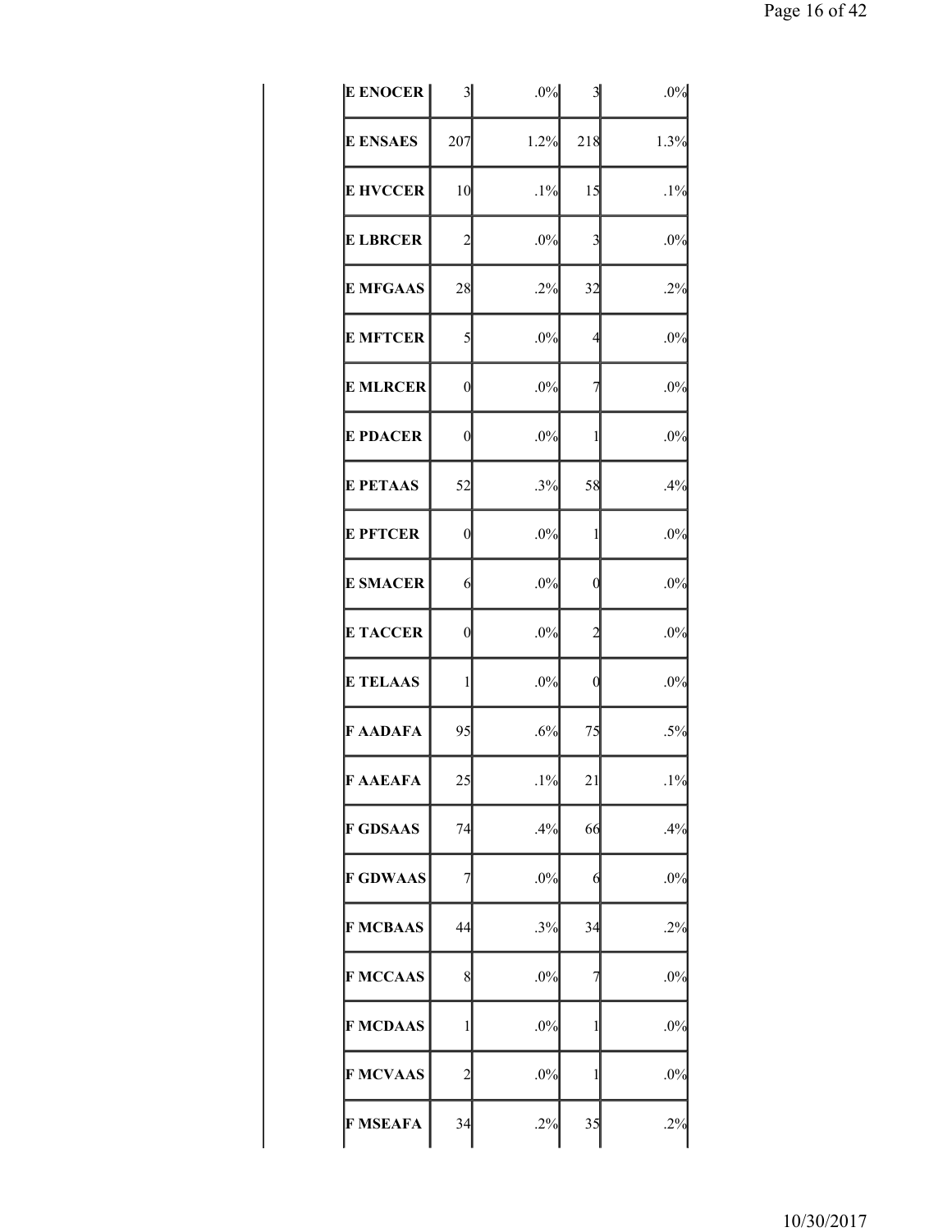| | | | | |
|---|---|---|---|---|
| **E ENOCER** | 3 | .0% | 3 | .0% |
| **E ENSAES** | 207 | 1.2% | 218 | 1.3% |
| **E HVCCER** | 10 | .1% | 15 | .1% |
| **E LBRCER** | 2 | .0% | 3 | .0% |
| **E MFGAAS** | 28 | .2% | 32 | .2% |
| **E MFTCER** | 5 | .0% | 4 | .0% |
| **E MLRCER** | 0 | .0% | 7 | .0% |
| **E PDACER** | 0 | .0% | 1 | .0% |
| **E PETAAS** | 52 | .3% | 58 | .4% |
| **E PFTCER** | 0 | .0% | 1 | .0% |
| **E SMACER** | 6 | .0% | 0 | .0% |
| **E TACCER** | 0 | .0% | 2 | .0% |
| **E TELAAS** | 1 | .0% | 0 | .0% |
| **F AADAFA** | 95 | .6% | 75 | .5% |
| **F AAEAFA** | 25 | .1% | 21 | .1% |
| **F GDSAAS** | 74 | .4% | 66 | .4% |
| **F GDWAAS** | 7 | .0% | 6 | .0% |
| **F MCBAAS** | 44 | .3% | 34 | .2% |
| **F MCCAAS** | 8 | .0% | 7 | .0% |
| **F MCDAAS** | 1 | .0% | 1 | .0% |
| **F MCVAAS** | 2 | .0% | 1 | .0% |
| **F MSEAFA** | 34 | .2% | 35 | .2% |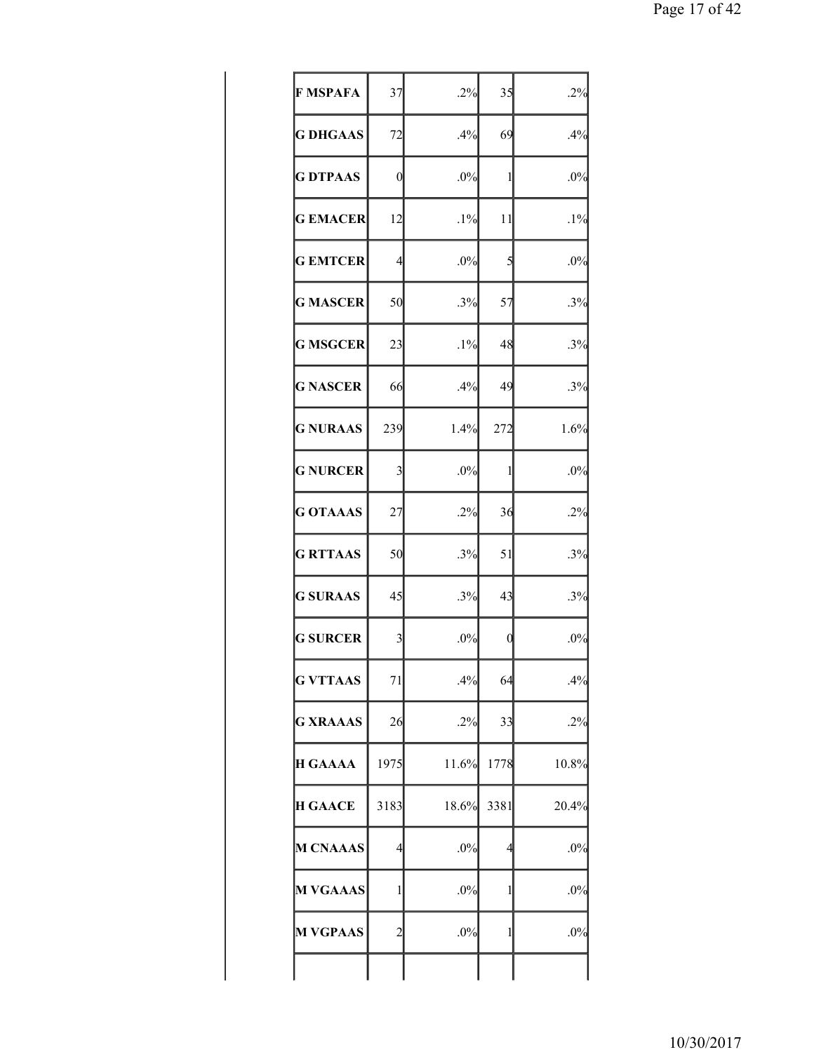| | | | | |
|---|---|---|---|---|
| **F MSPAFA** | 37 | .2% | 35 | .2% |
| **G DHGAAS** | 72 | .4% | 69 | .4% |
| **G DTPAAS** | 0 | .0% | 1 | .0% |
| **G EMACER** | 12 | .1% | 11 | .1% |
| **G EMTCER** | 4 | .0% | 5 | .0% |
| **G MASCER** | 50 | .3% | 57 | .3% |
| **G MSGCER** | 23 | .1% | 48 | .3% |
| **G NASCER** | 66 | .4% | 49 | .3% |
| **G NURAAS** | 239 | 1.4% | 272 | 1.6% |
| **G NURCER** | 3 | .0% | 1 | .0% |
| **G OTAAAS** | 27 | .2% | 36 | .2% |
| **G RTTAAS** | 50 | .3% | 51 | .3% |
| **G SURAAS** | 45 | .3% | 43 | .3% |
| **G SURCER** | 3 | .0% | 0 | .0% |
| **G VTTAAS** | 71 | .4% | 64 | .4% |
| **G XRAAAS** | 26 | .2% | 33 | .2% |
| **H GAAAA** | 1975 | 11.6% | 1778 | 10.8% |
| **H GAACE** | 3183 | 18.6% | 3381 | 20.4% |
| **M CNAAAS** | 4 | .0% | 4 | .0% |
| **M VGAAAS** | 1 | .0% | 1 | .0% |
| **M VGPAAS** | 2 | .0% | 1 | .0% |
| | | | | |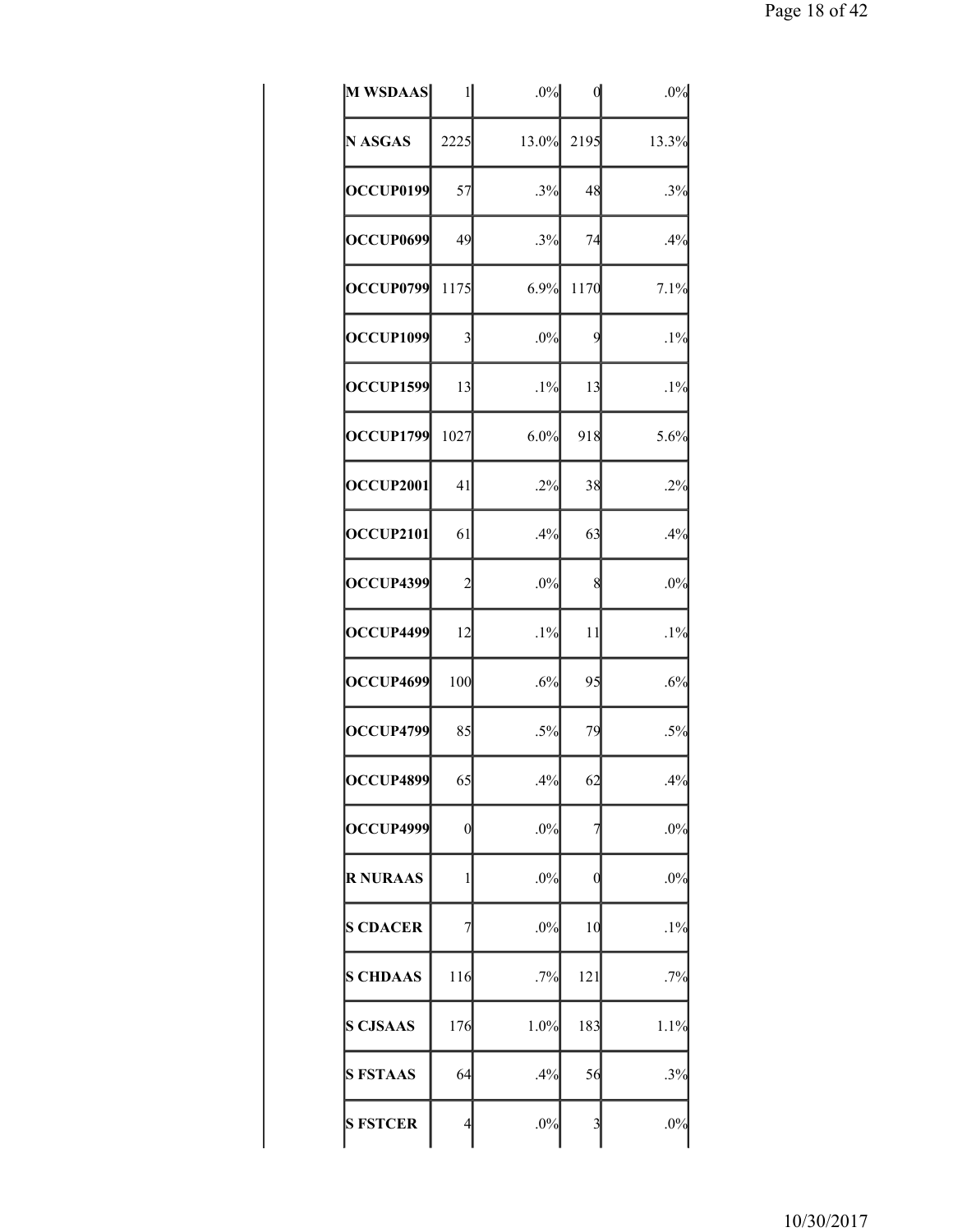| | | | | |
|---|---|---|---|---|
| **M WSDAAS** | 1 | .0% | 0 | .0% |
| **N ASGAS** | 2225 | 13.0% | 2195 | 13.3% |
| **OCCUP0199** | 57 | .3% | 48 | .3% |
| **OCCUP0699** | 49 | .3% | 74 | .4% |
| **OCCUP0799** | 1175 | 6.9% | 1170 | 7.1% |
| **OCCUP1099** | 3 | .0% | 9 | .1% |
| **OCCUP1599** | 13 | .1% | 13 | .1% |
| **OCCUP1799** | 1027 | 6.0% | 918 | 5.6% |
| **OCCUP2001** | 41 | .2% | 38 | .2% |
| **OCCUP2101** | 61 | .4% | 63 | .4% |
| **OCCUP4399** | 2 | .0% | 8 | .0% |
| **OCCUP4499** | 12 | .1% | 11 | .1% |
| **OCCUP4699** | 100 | .6% | 95 | .6% |
| **OCCUP4799** | 85 | .5% | 79 | .5% |
| **OCCUP4899** | 65 | .4% | 62 | .4% |
| **OCCUP4999** | 0 | .0% | 7 | .0% |
| **R NURAAS** | 1 | .0% | 0 | .0% |
| **S CDACER** | 7 | .0% | 10 | .1% |
| **S CHDAAS** | 116 | .7% | 121 | .7% |
| **S CJSAAS** | 176 | 1.0% | 183 | 1.1% |
| **S FSTAAS** | 64 | .4% | 56 | .3% |
| **S FSTCER** | 4 | .0% | 3 | .0% |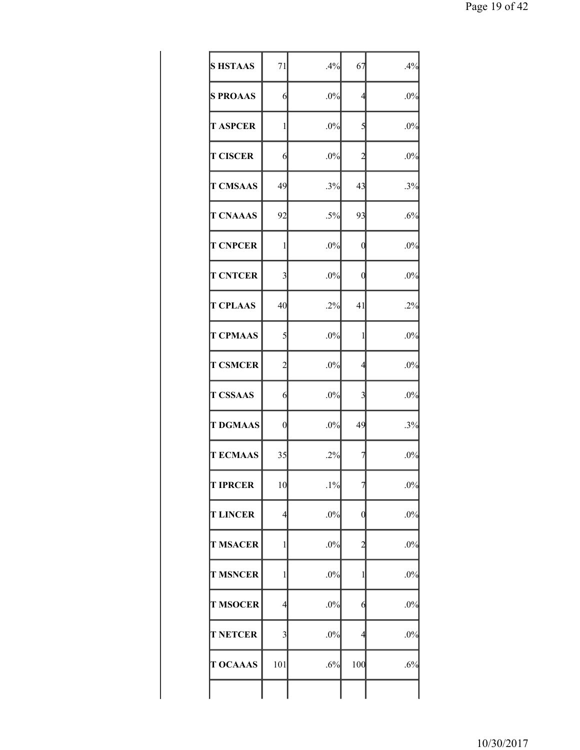| | | | | |
|---|---|---|---|---|
| **S HSTAAS** | 71 | .4% | 67 | .4% |
| **S PROAAS** | 6 | .0% | 4 | .0% |
| **T ASPCER** | 1 | .0% | 5 | .0% |
| **T CISCER** | 6 | .0% | 2 | .0% |
| **T CMSAAS** | 49 | .3% | 43 | .3% |
| **T CNAAAS** | 92 | .5% | 93 | .6% |
| **T CNPCER** | 1 | .0% | 0 | .0% |
| **T CNTCER** | 3 | .0% | 0 | .0% |
| **T CPLAAS** | 40 | .2% | 41 | .2% |
| **T CPMAAS** | 5 | .0% | 1 | .0% |
| **T CSMCER** | 2 | .0% | 4 | .0% |
| **T CSSAAS** | 6 | .0% | 3 | .0% |
| **T DGMAAS** | 0 | .0% | 49 | .3% |
| **T ECMAAS** | 35 | .2% | 7 | .0% |
| **T IPRCER** | 10 | .1% | 7 | .0% |
| **T LINCER** | 4 | .0% | 0 | .0% |
| **T MSACER** | 1 | .0% | 2 | .0% |
| **T MSNCER** | 1 | .0% | 1 | .0% |
| **T MSOCER** | 4 | .0% | 6 | .0% |
| **T NETCER** | 3 | .0% | 4 | .0% |
| **T OCAAAS** | 101 | .6% | 100 | .6% |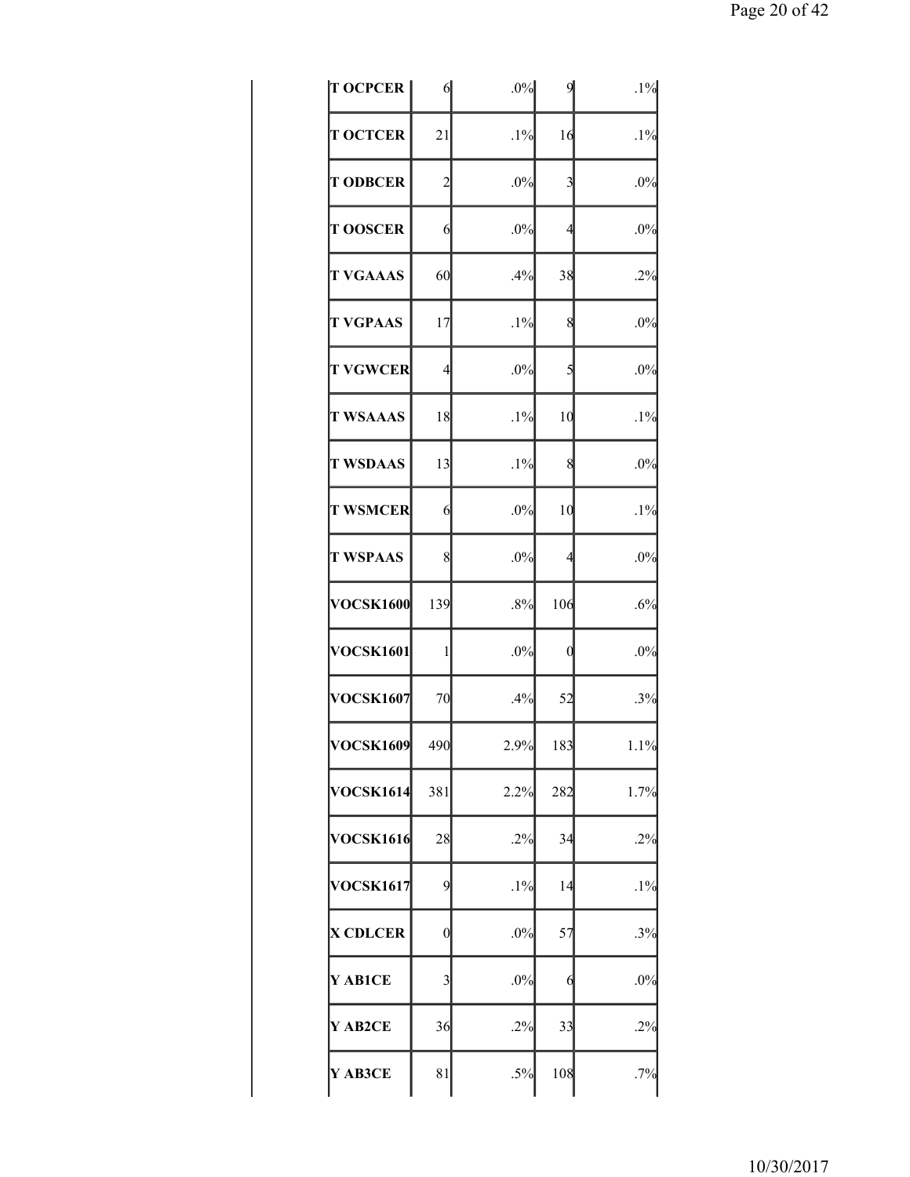| | | | | |
|---|---|---|---|---|
| T OCPCER | 6 | .0% | 9 | .1% |
| T OCTCER | 21 | .1% | 16 | .1% |
| T ODBCER | 2 | .0% | 3 | .0% |
| T OOSCER | 6 | .0% | 4 | .0% |
| T VGAAAS | 60 | .4% | 38 | .2% |
| T VGPAAS | 17 | .1% | 8 | .0% |
| T VGWCER | 4 | .0% | 5 | .0% |
| T WSAAAS | 18 | .1% | 10 | .1% |
| T WSDAAS | 13 | .1% | 8 | .0% |
| T WSMCER | 6 | .0% | 10 | .1% |
| T WSPAAS | 8 | .0% | 4 | .0% |
| VOCSK1600 | 139 | .8% | 106 | .6% |
| VOCSK1601 | 1 | .0% | 0 | .0% |
| VOCSK1607 | 70 | .4% | 52 | .3% |
| VOCSK1609 | 490 | 2.9% | 183 | 1.1% |
| VOCSK1614 | 381 | 2.2% | 282 | 1.7% |
| VOCSK1616 | 28 | .2% | 34 | .2% |
| VOCSK1617 | 9 | .1% | 14 | .1% |
| X CDLCER | 0 | .0% | 57 | .3% |
| Y AB1CE | 3 | .0% | 6 | .0% |
| Y AB2CE | 36 | .2% | 33 | .2% |
| Y AB3CE | 81 | .5% | 108 | .7% |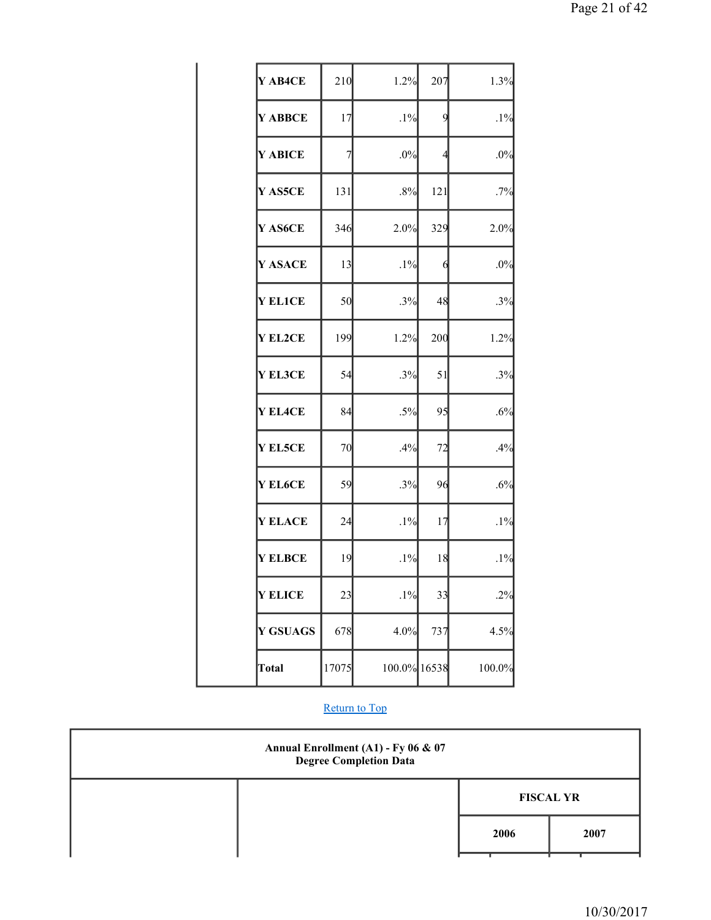| | | | | | |
|---|---|---|---|---|---|
| | Y AB4CE | 210 | 1.2% | 207 | 1.3% |
| | Y ABBCE | 17 | .1% | 9 | .1% |
| | Y ABICE | 7 | .0% | 4 | .0% |
| | Y AS5CE | 131 | .8% | 121 | .7% |
| | Y AS6CE | 346 | 2.0% | 329 | 2.0% |
| | Y ASACE | 13 | .1% | 6 | .0% |
| | Y EL1CE | 50 | .3% | 48 | .3% |
| | Y EL2CE | 199 | 1.2% | 200 | 1.2% |
| | Y EL3CE | 54 | .3% | 51 | .3% |
| | Y EL4CE | 84 | .5% | 95 | .6% |
| | Y EL5CE | 70 | .4% | 72 | .4% |
| | Y EL6CE | 59 | .3% | 96 | .6% |
| | Y ELACE | 24 | .1% | 17 | .1% |
| | Y ELBCE | 19 | .1% | 18 | .1% |
| | Y ELICE | 23 | .1% | 33 | .2% |
| | Y GSUAGS | 678 | 4.0% | 737 | 4.5% |
| | Total | 17075 | 100.0% | 16538 | 100.0% |

Return to Top

| Annual Enrollment (A1) - Fy 06 & 07<br>Degree Completion Data | | | |
|---|---|---|---|
| | | FISCAL YR | |
| | | 2006 | 2007 |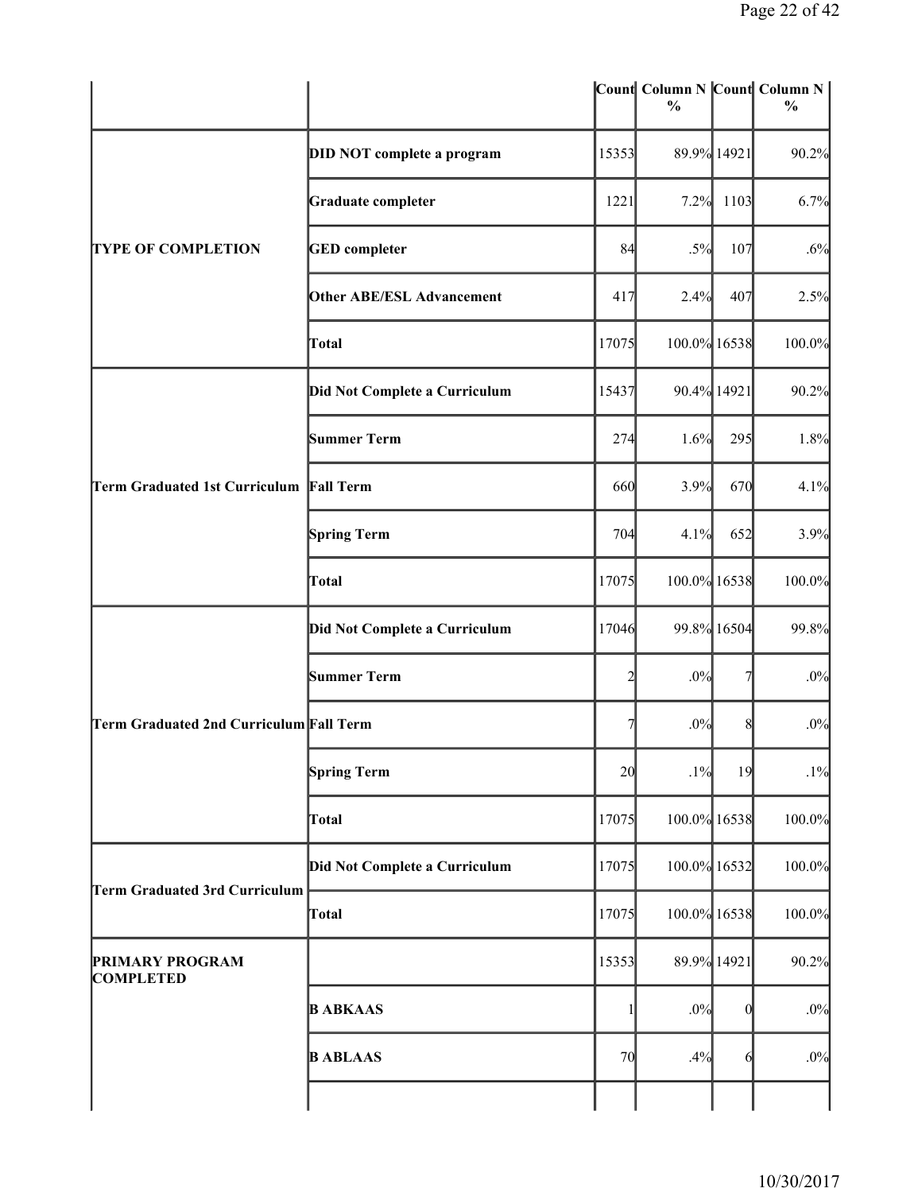| | | Count | Column N % | Count | Column N % |
|---|---|---|---|---|---|
| **TYPE OF COMPLETION** | **DID NOT complete a program** | 15353 | 89.9% | 14921 | 90.2% |
| | **Graduate completer** | 1221 | 7.2% | 1103 | 6.7% |
| | **GED completer** | 84 | .5% | 107 | .6% |
| | **Other ABE/ESL Advancement** | 417 | 2.4% | 407 | 2.5% |
| | **Total** | 17075 | 100.0% | 16538 | 100.0% |
| **Term Graduated 1st Curriculum** | **Did Not Complete a Curriculum** | 15437 | 90.4% | 14921 | 90.2% |
| | **Summer Term** | 274 | 1.6% | 295 | 1.8% |
| | **Fall Term** | 660 | 3.9% | 670 | 4.1% |
| | **Spring Term** | 704 | 4.1% | 652 | 3.9% |
| | **Total** | 17075 | 100.0% | 16538 | 100.0% |
| **Term Graduated 2nd Curriculum** | **Did Not Complete a Curriculum** | 17046 | 99.8% | 16504 | 99.8% |
| | **Summer Term** | 2 | .0% | 7 | .0% |
| | **Fall Term** | 7 | .0% | 8 | .0% |
| | **Spring Term** | 20 | .1% | 19 | .1% |
| | **Total** | 17075 | 100.0% | 16538 | 100.0% |
| **Term Graduated 3rd Curriculum** | **Did Not Complete a Curriculum** | 17075 | 100.0% | 16532 | 100.0% |
| | **Total** | 17075 | 100.0% | 16538 | 100.0% |
| **PRIMARY PROGRAM COMPLETED** | | 15353 | 89.9% | 14921 | 90.2% |
| | **B ABKAAS** | 1 | .0% | 0 | .0% |
| | **B ABLAAS** | 70 | .4% | 6 | .0% |
| | | | | | |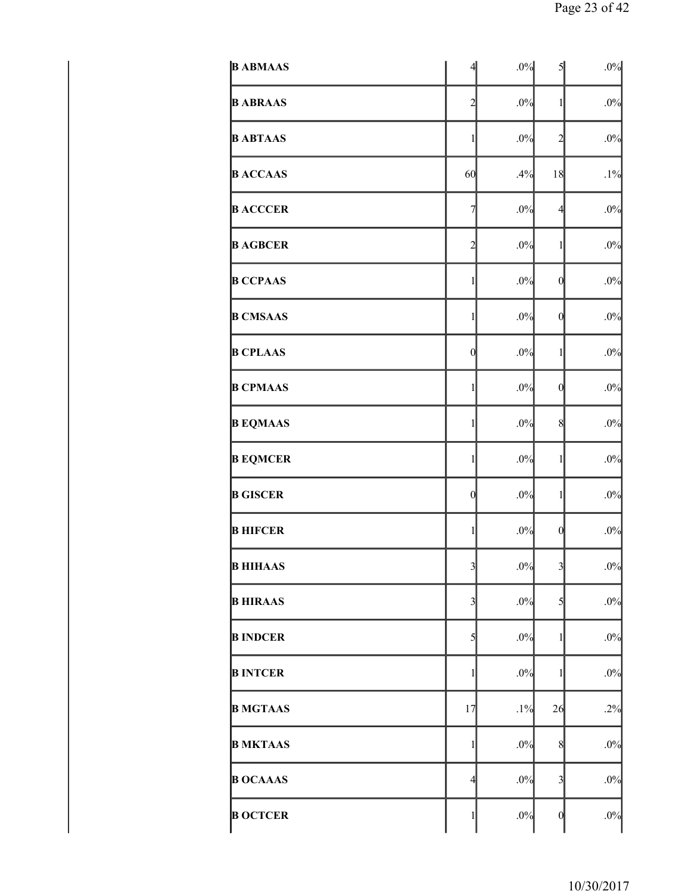| | | | | |
|---|---|---|---|---|
| **B ABMAAS** | 4 | .0% | 5 | .0% |
| **B ABRAAS** | 2 | .0% | 1 | .0% |
| **B ABTAAS** | 1 | .0% | 2 | .0% |
| **B ACCAAS** | 60 | .4% | 18 | .1% |
| **B ACCCER** | 7 | .0% | 4 | .0% |
| **B AGBCER** | 2 | .0% | 1 | .0% |
| **B CCPAAS** | 1 | .0% | 0 | .0% |
| **B CMSAAS** | 1 | .0% | 0 | .0% |
| **B CPLAAS** | 0 | .0% | 1 | .0% |
| **B CPMAAS** | 1 | .0% | 0 | .0% |
| **B EQMAAS** | 1 | .0% | 8 | .0% |
| **B EQMCER** | 1 | .0% | 1 | .0% |
| **B GISCER** | 0 | .0% | 1 | .0% |
| **B HIFCER** | 1 | .0% | 0 | .0% |
| **B HIHAAS** | 3 | .0% | 3 | .0% |
| **B HIRAAS** | 3 | .0% | 5 | .0% |
| **B INDCER** | 5 | .0% | 1 | .0% |
| **B INTCER** | 1 | .0% | 1 | .0% |
| **B MGTAAS** | 17 | .1% | 26 | .2% |
| **B MKTAAS** | 1 | .0% | 8 | .0% |
| **B OCAAAS** | 4 | .0% | 3 | .0% |
| **B OCTCER** | 1 | .0% | 0 | .0% |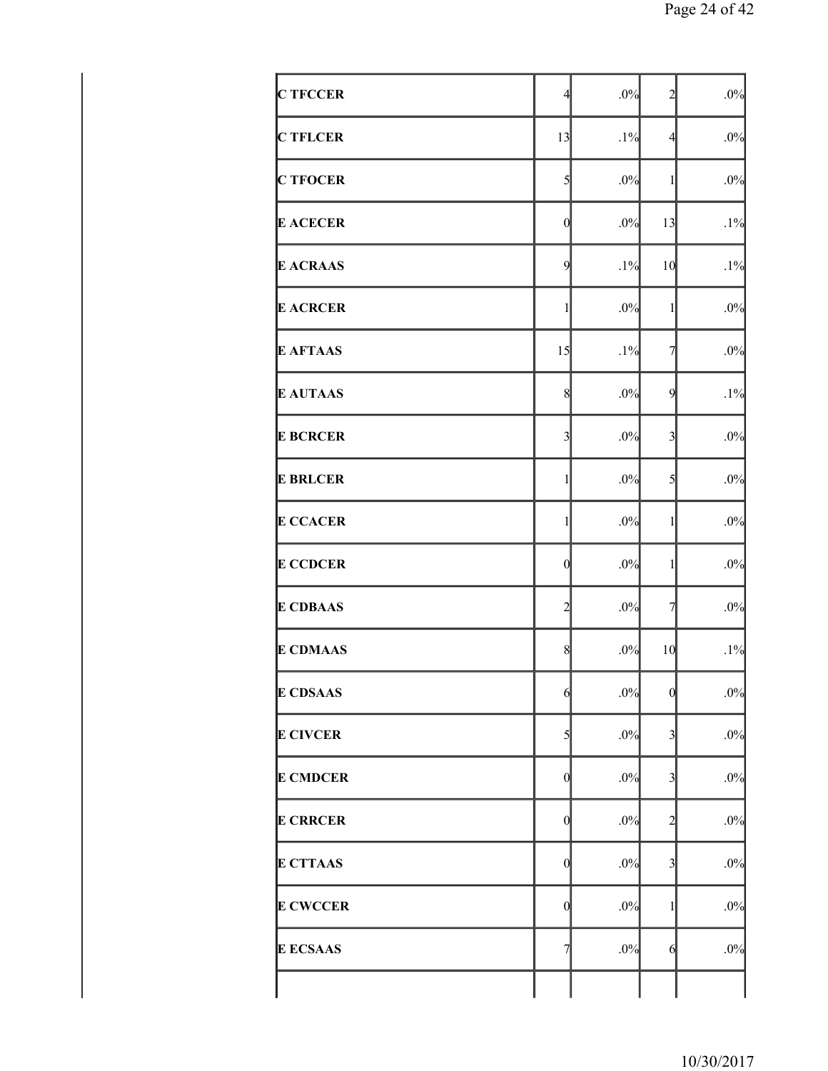| | | | | |
|---|---|---|---|---|
| **C TFCCER** | 4 | .0% | 2 | .0% |
| **C TFLCER** | 13 | .1% | 4 | .0% |
| **C TFOCER** | 5 | .0% | 1 | .0% |
| **E ACECER** | 0 | .0% | 13 | .1% |
| **E ACRAAS** | 9 | .1% | 10 | .1% |
| **E ACRCER** | 1 | .0% | 1 | .0% |
| **E AFTAAS** | 15 | .1% | 7 | .0% |
| **E AUTAAS** | 8 | .0% | 9 | .1% |
| **E BCRCER** | 3 | .0% | 3 | .0% |
| **E BRLCER** | 1 | .0% | 5 | .0% |
| **E CCACER** | 1 | .0% | 1 | .0% |
| **E CCDCER** | 0 | .0% | 1 | .0% |
| **E CDBAAS** | 2 | .0% | 7 | .0% |
| **E CDMAAS** | 8 | .0% | 10 | .1% |
| **E CDSAAS** | 6 | .0% | 0 | .0% |
| **E CIVCER** | 5 | .0% | 3 | .0% |
| **E CMDCER** | 0 | .0% | 3 | .0% |
| **E CRRCER** | 0 | .0% | 2 | .0% |
| **E CTTAAS** | 0 | .0% | 3 | .0% |
| **E CWCCER** | 0 | .0% | 1 | .0% |
| **E ECSAAS** | 7 | .0% | 6 | .0% |
| | | | | |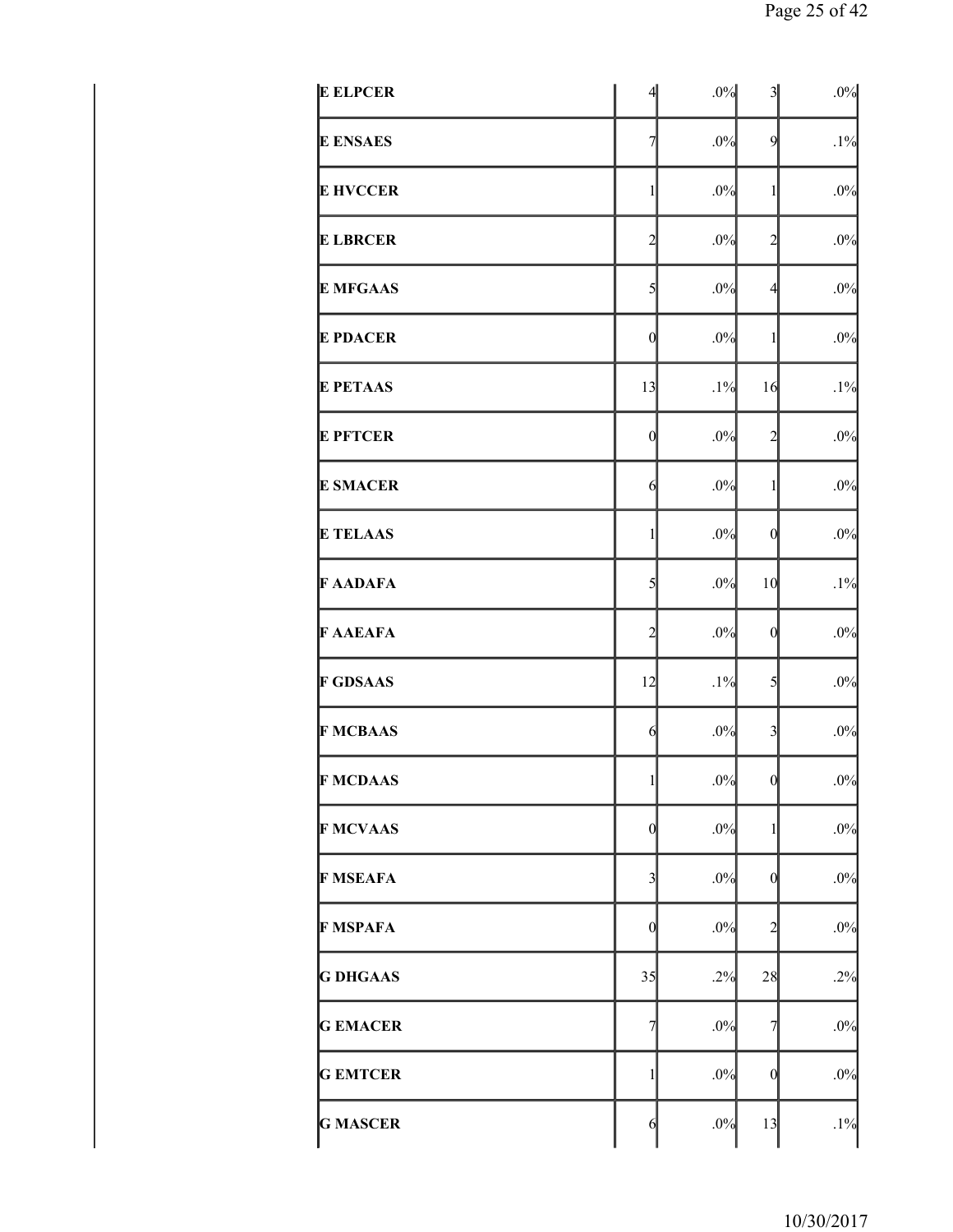| | | | |
|---|---|---|---|
| **E ELPCER** | 4 | .0% | 3 | .0% |
| **E ENSAES** | 7 | .0% | 9 | .1% |
| **E HVCCER** | 1 | .0% | 1 | .0% |
| **E LBRCER** | 2 | .0% | 2 | .0% |
| **E MFGAAS** | 5 | .0% | 4 | .0% |
| **E PDACER** | 0 | .0% | 1 | .0% |
| **E PETAAS** | 13 | .1% | 16 | .1% |
| **E PFTCER** | 0 | .0% | 2 | .0% |
| **E SMACER** | 6 | .0% | 1 | .0% |
| **E TELAAS** | 1 | .0% | 0 | .0% |
| **F AADAFA** | 5 | .0% | 10 | .1% |
| **F AAEAFA** | 2 | .0% | 0 | .0% |
| **F GDSAAS** | 12 | .1% | 5 | .0% |
| **F MCBAAS** | 6 | .0% | 3 | .0% |
| **F MCDAAS** | 1 | .0% | 0 | .0% |
| **F MCVAAS** | 0 | .0% | 1 | .0% |
| **F MSEAFA** | 3 | .0% | 0 | .0% |
| **F MSPAFA** | 0 | .0% | 2 | .0% |
| **G DHGAAS** | 35 | .2% | 28 | .2% |
| **G EMACER** | 7 | .0% | 7 | .0% |
| **G EMTCER** | 1 | .0% | 0 | .0% |
| **G MASCER** | 6 | .0% | 13 | .1% |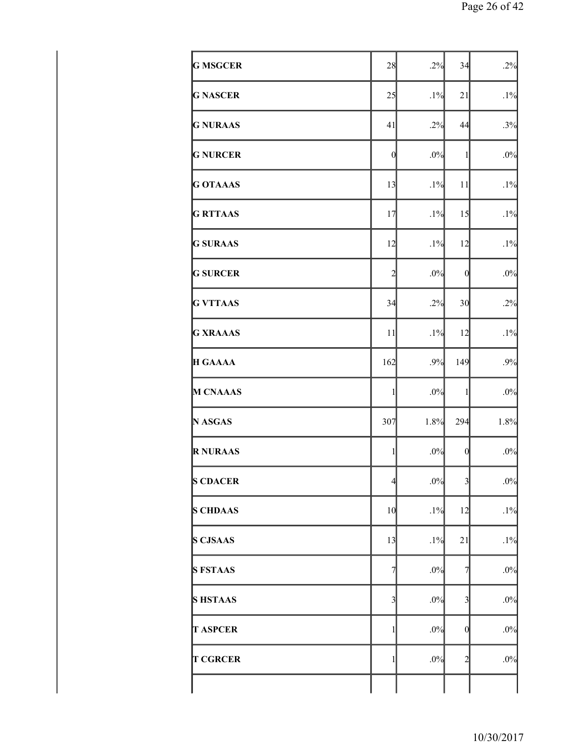| | | | | |
|---|---|---|---|---|
| **G MSGCER** | 28 | .2% | 34 | .2% |
| **G NASCER** | 25 | .1% | 21 | .1% |
| **G NURAAS** | 41 | .2% | 44 | .3% |
| **G NURCER** | 0 | .0% | 1 | .0% |
| **G OTAAAS** | 13 | .1% | 11 | .1% |
| **G RTTAAS** | 17 | .1% | 15 | .1% |
| **G SURAAS** | 12 | .1% | 12 | .1% |
| **G SURCER** | 2 | .0% | 0 | .0% |
| **G VTTAAS** | 34 | .2% | 30 | .2% |
| **G XRAAAS** | 11 | .1% | 12 | .1% |
| **H GAAAA** | 162 | .9% | 149 | .9% |
| **M CNAAAS** | 1 | .0% | 1 | .0% |
| **N ASGAS** | 307 | 1.8% | 294 | 1.8% |
| **R NURAAS** | 1 | .0% | 0 | .0% |
| **S CDACER** | 4 | .0% | 3 | .0% |
| **S CHDAAS** | 10 | .1% | 12 | .1% |
| **S CJSAAS** | 13 | .1% | 21 | .1% |
| **S FSTAAS** | 7 | .0% | 7 | .0% |
| **S HSTAAS** | 3 | .0% | 3 | .0% |
| **T ASPCER** | 1 | .0% | 0 | .0% |
| **T CGRCER** | 1 | .0% | 2 | .0% |
| | | | | |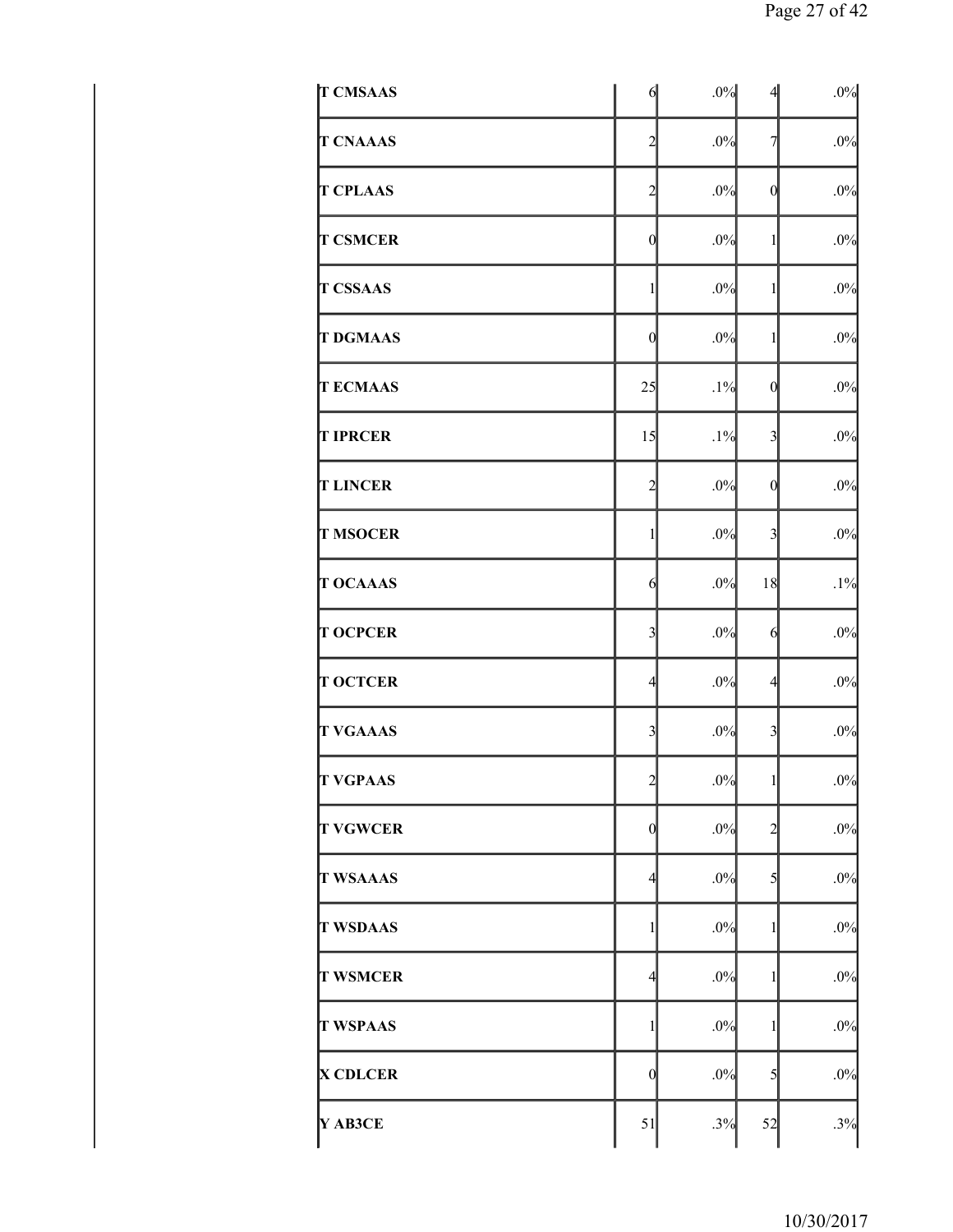| | | | | |
|---|---|---|---|---|
| **T CMSAAS** | 6 | .0% | 4 | .0% |
| **T CNAAAS** | 2 | .0% | 7 | .0% |
| **T CPLAAS** | 2 | .0% | 0 | .0% |
| **T CSMCER** | 0 | .0% | 1 | .0% |
| **T CSSAAS** | 1 | .0% | 1 | .0% |
| **T DGMAAS** | 0 | .0% | 1 | .0% |
| **T ECMAAS** | 25 | .1% | 0 | .0% |
| **T IPRCER** | 15 | .1% | 3 | .0% |
| **T LINCER** | 2 | .0% | 0 | .0% |
| **T MSOCER** | 1 | .0% | 3 | .0% |
| **T OCAAAS** | 6 | .0% | 18 | .1% |
| **T OCPCER** | 3 | .0% | 6 | .0% |
| **T OCTCER** | 4 | .0% | 4 | .0% |
| **T VGAAAS** | 3 | .0% | 3 | .0% |
| **T VGPAAS** | 2 | .0% | 1 | .0% |
| **T VGWCER** | 0 | .0% | 2 | .0% |
| **T WSAAAS** | 4 | .0% | 5 | .0% |
| **T WSDAAS** | 1 | .0% | 1 | .0% |
| **T WSMCER** | 4 | .0% | 1 | .0% |
| **T WSPAAS** | 1 | .0% | 1 | .0% |
| **X CDLCER** | 0 | .0% | 5 | .0% |
| **Y AB3CE** | 51 | .3% | 52 | .3% |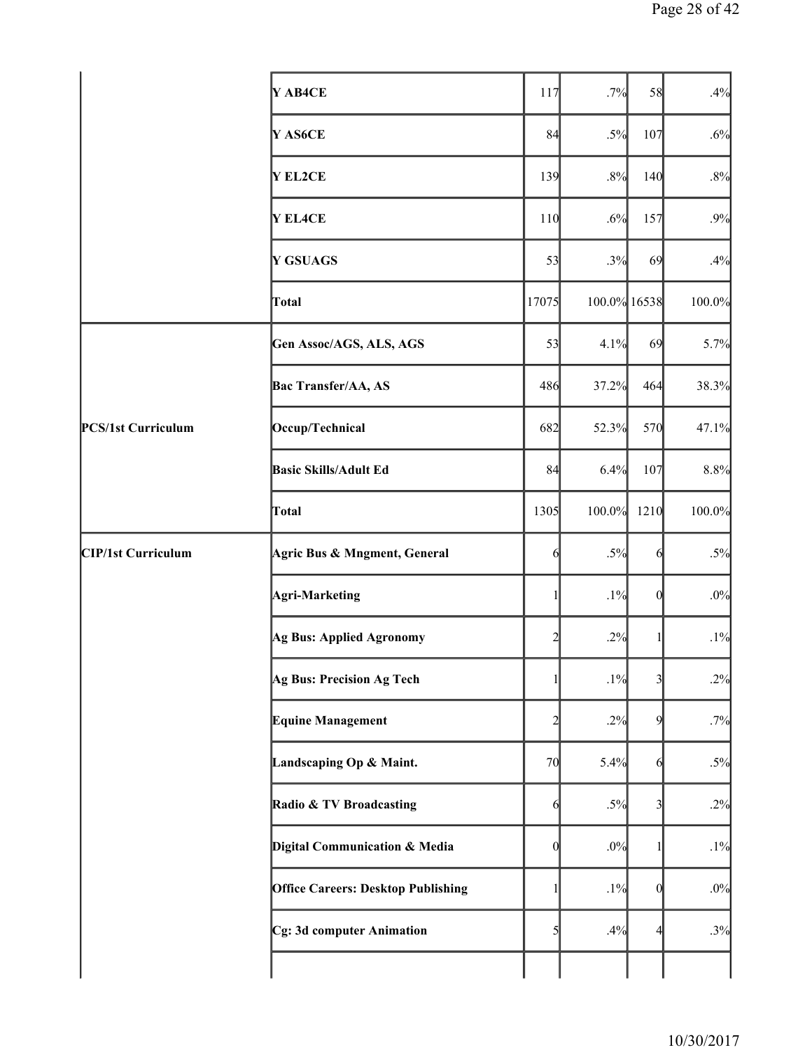| | | | | | |
|---|---|---|---|---|---|
| | **Y AB4CE** | 117 | .7% | 58 | .4% |
| | **Y AS6CE** | 84 | .5% | 107 | .6% |
| | **Y EL2CE** | 139 | .8% | 140 | .8% |
| | **Y EL4CE** | 110 | .6% | 157 | .9% |
| | **Y GSUAGS** | 53 | .3% | 69 | .4% |
| | **Total** | 17075 | 100.0% | 16538 | 100.0% |
| **PCS/1st Curriculum** | **Gen Assoc/AGS, ALS, AGS** | 53 | 4.1% | 69 | 5.7% |
| | **Bac Transfer/AA, AS** | 486 | 37.2% | 464 | 38.3% |
| | **Occup/Technical** | 682 | 52.3% | 570 | 47.1% |
| | **Basic Skills/Adult Ed** | 84 | 6.4% | 107 | 8.8% |
| | **Total** | 1305 | 100.0% | 1210 | 100.0% |
| **CIP/1st Curriculum** | **Agric Bus & Mngment, General** | 6 | .5% | 6 | .5% |
| | **Agri-Marketing** | 1 | .1% | 0 | .0% |
| | **Ag Bus: Applied Agronomy** | 2 | .2% | 1 | .1% |
| | **Ag Bus: Precision Ag Tech** | 1 | .1% | 3 | .2% |
| | **Equine Management** | 2 | .2% | 9 | .7% |
| | **Landscaping Op & Maint.** | 70 | 5.4% | 6 | .5% |
| | **Radio & TV Broadcasting** | 6 | .5% | 3 | .2% |
| | **Digital Communication & Media** | 0 | .0% | 1 | .1% |
| | **Office Careers: Desktop Publishing** | 1 | .1% | 0 | .0% |
| | **Cg: 3d computer Animation** | 5 | .4% | 4 | .3% |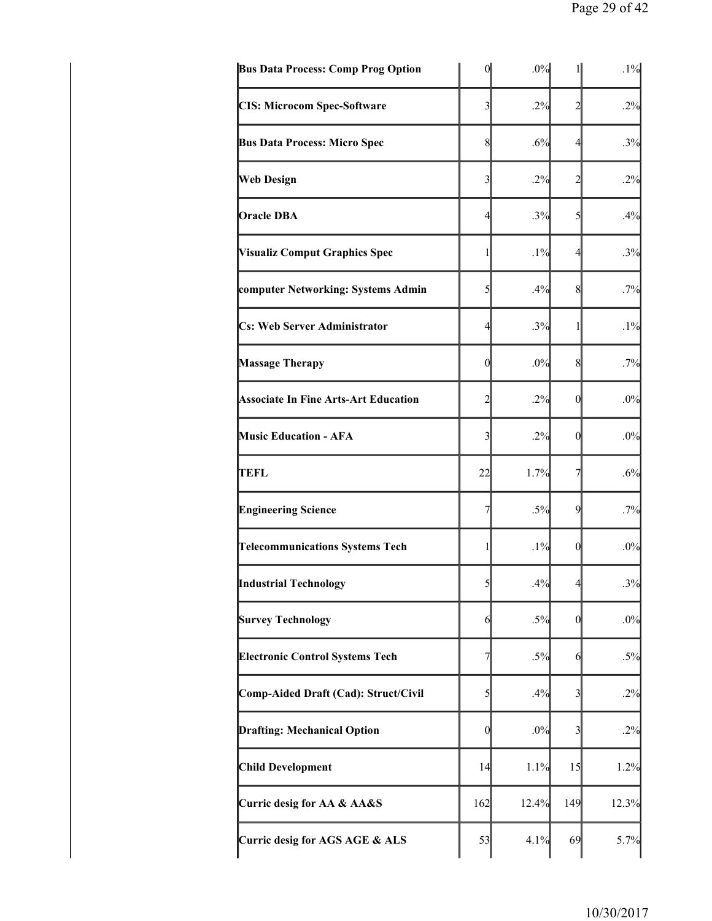| | | | | |
|---|---|---|---|---|
| **Bus Data Process: Comp Prog Option** | 0 | .0% | 1 | .1% |
| **CIS: Microcom Spec-Software** | 3 | .2% | 2 | .2% |
| **Bus Data Process: Micro Spec** | 8 | .6% | 4 | .3% |
| **Web Design** | 3 | .2% | 2 | .2% |
| **Oracle DBA** | 4 | .3% | 5 | .4% |
| **Visualiz Comput Graphics Spec** | 1 | .1% | 4 | .3% |
| **computer Networking: Systems Admin** | 5 | .4% | 8 | .7% |
| **Cs: Web Server Administrator** | 4 | .3% | 1 | .1% |
| **Massage Therapy** | 0 | .0% | 8 | .7% |
| **Associate In Fine Arts-Art Education** | 2 | .2% | 0 | .0% |
| **Music Education - AFA** | 3 | .2% | 0 | .0% |
| **TEFL** | 22 | 1.7% | 7 | .6% |
| **Engineering Science** | 7 | .5% | 9 | .7% |
| **Telecommunications Systems Tech** | 1 | .1% | 0 | .0% |
| **Industrial Technology** | 5 | .4% | 4 | .3% |
| **Survey Technology** | 6 | .5% | 0 | .0% |
| **Electronic Control Systems Tech** | 7 | .5% | 6 | .5% |
| **Comp-Aided Draft (Cad): Struct/Civil** | 5 | .4% | 3 | .2% |
| **Drafting: Mechanical Option** | 0 | .0% | 3 | .2% |
| **Child Development** | 14 | 1.1% | 15 | 1.2% |
| **Curric desig for AA & AA&S** | 162 | 12.4% | 149 | 12.3% |
| **Curric desig for AGS AGE & ALS** | 53 | 4.1% | 69 | 5.7% |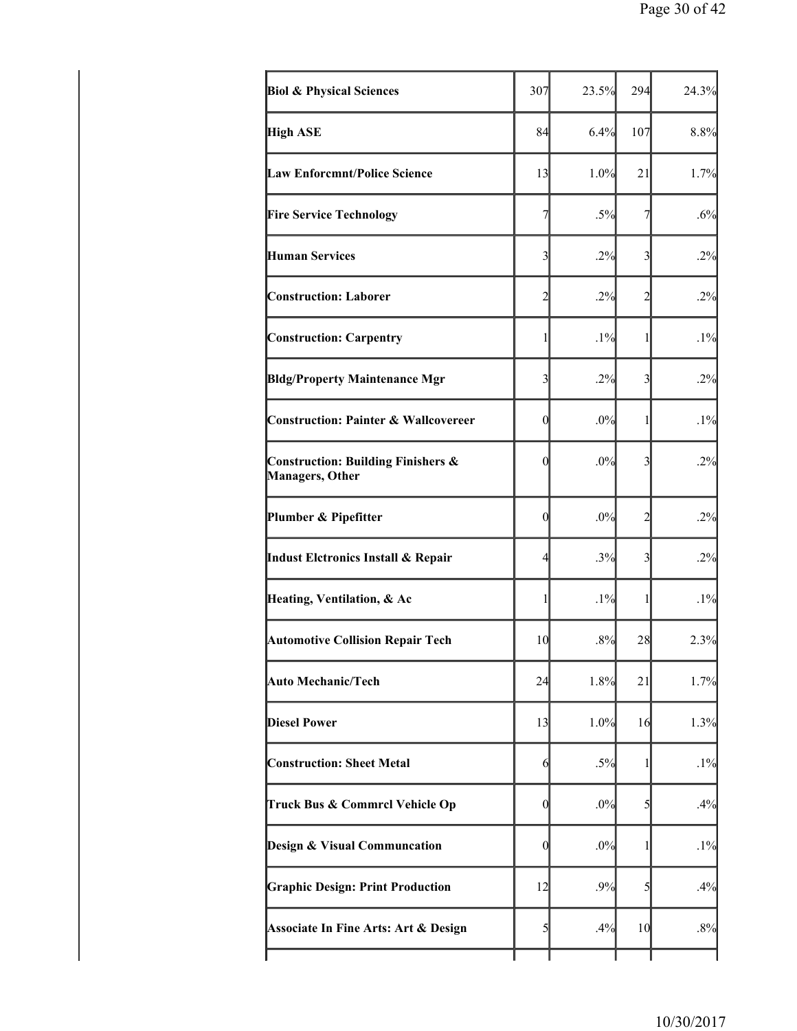| | | | | |
|---|---|---|---|---|
| **Biol & Physical Sciences** | 307 | 23.5% | 294 | 24.3% |
| **High ASE** | 84 | 6.4% | 107 | 8.8% |
| **Law Enforcmnt/Police Science** | 13 | 1.0% | 21 | 1.7% |
| **Fire Service Technology** | 7 | .5% | 7 | .6% |
| **Human Services** | 3 | .2% | 3 | .2% |
| **Construction: Laborer** | 2 | .2% | 2 | .2% |
| **Construction: Carpentry** | 1 | .1% | 1 | .1% |
| **Bldg/Property Maintenance Mgr** | 3 | .2% | 3 | .2% |
| **Construction: Painter & Wallcovereer** | 0 | .0% | 1 | .1% |
| **Construction: Building Finishers & Managers, Other** | 0 | .0% | 3 | .2% |
| **Plumber & Pipefitter** | 0 | .0% | 2 | .2% |
| **Indust Elctronics Install & Repair** | 4 | .3% | 3 | .2% |
| **Heating, Ventilation, & Ac** | 1 | .1% | 1 | .1% |
| **Automotive Collision Repair Tech** | 10 | .8% | 28 | 2.3% |
| **Auto Mechanic/Tech** | 24 | 1.8% | 21 | 1.7% |
| **Diesel Power** | 13 | 1.0% | 16 | 1.3% |
| **Construction: Sheet Metal** | 6 | .5% | 1 | .1% |
| **Truck Bus & Commrcl Vehicle Op** | 0 | .0% | 5 | .4% |
| **Design & Visual Communcation** | 0 | .0% | 1 | .1% |
| **Graphic Design: Print Production** | 12 | .9% | 5 | .4% |
| **Associate In Fine Arts: Art & Design** | 5 | .4% | 10 | .8% |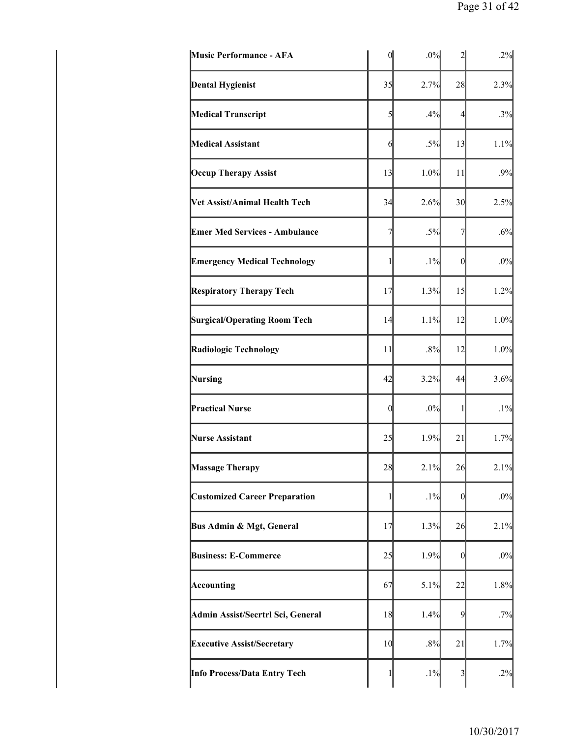| | | | | |
|---|---|---|---|---|
| **Music Performance - AFA** | 0 | .0% | 2 | .2% |
| **Dental Hygienist** | 35 | 2.7% | 28 | 2.3% |
| **Medical Transcript** | 5 | .4% | 4 | .3% |
| **Medical Assistant** | 6 | .5% | 13 | 1.1% |
| **Occup Therapy Assist** | 13 | 1.0% | 11 | .9% |
| **Vet Assist/Animal Health Tech** | 34 | 2.6% | 30 | 2.5% |
| **Emer Med Services - Ambulance** | 7 | .5% | 7 | .6% |
| **Emergency Medical Technology** | 1 | .1% | 0 | .0% |
| **Respiratory Therapy Tech** | 17 | 1.3% | 15 | 1.2% |
| **Surgical/Operating Room Tech** | 14 | 1.1% | 12 | 1.0% |
| **Radiologic Technology** | 11 | .8% | 12 | 1.0% |
| **Nursing** | 42 | 3.2% | 44 | 3.6% |
| **Practical Nurse** | 0 | .0% | 1 | .1% |
| **Nurse Assistant** | 25 | 1.9% | 21 | 1.7% |
| **Massage Therapy** | 28 | 2.1% | 26 | 2.1% |
| **Customized Career Preparation** | 1 | .1% | 0 | .0% |
| **Bus Admin & Mgt, General** | 17 | 1.3% | 26 | 2.1% |
| **Business: E-Commerce** | 25 | 1.9% | 0 | .0% |
| **Accounting** | 67 | 5.1% | 22 | 1.8% |
| **Admin Assist/Secrtrl Sci, General** | 18 | 1.4% | 9 | .7% |
| **Executive Assist/Secretary** | 10 | .8% | 21 | 1.7% |
| **Info Process/Data Entry Tech** | 1 | .1% | 3 | .2% |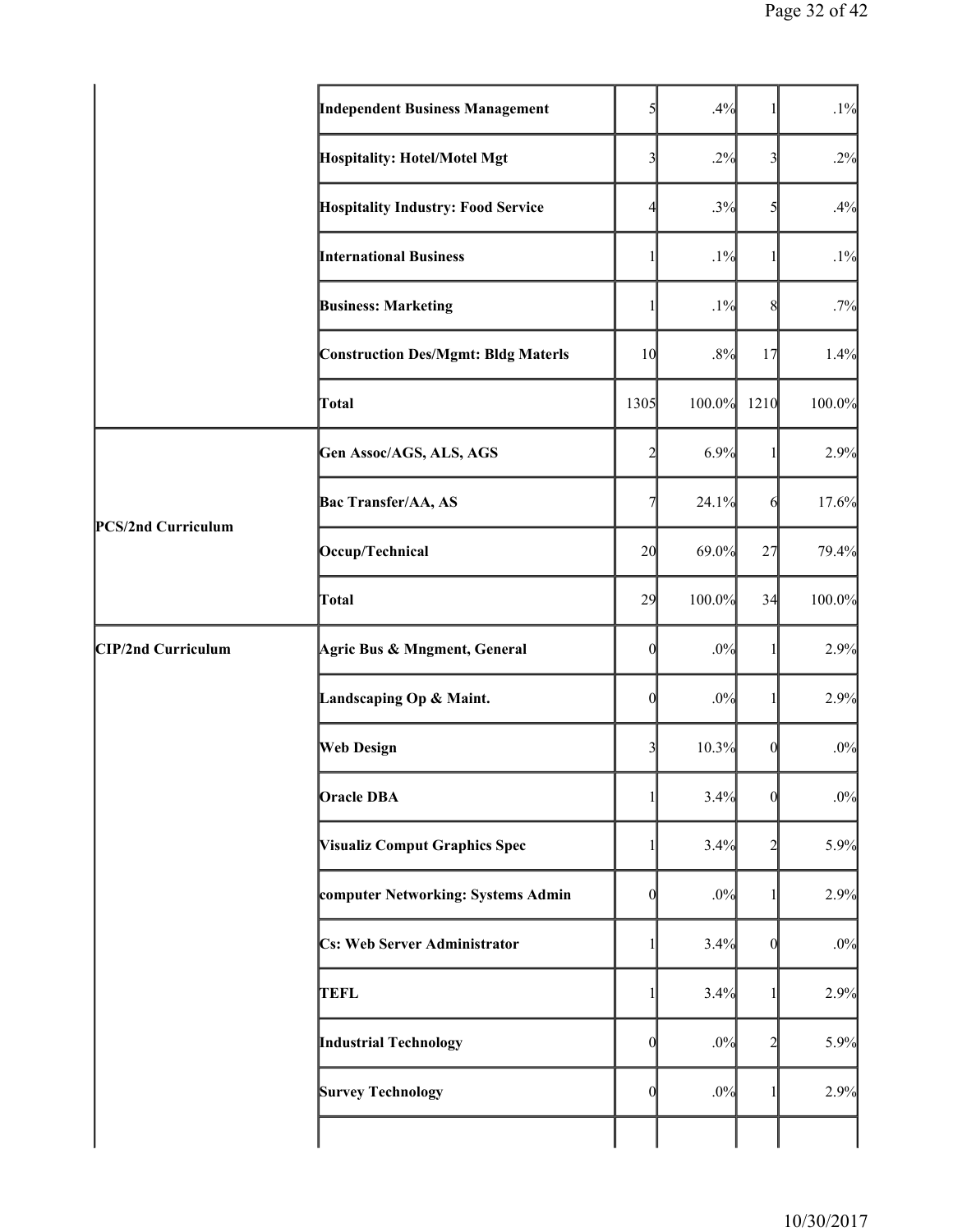| | | | | | |
|---|---|---|---|---|---|
| | Independent Business Management | 5 | .4% | 1 | .1% |
| | Hospitality: Hotel/Motel Mgt | 3 | .2% | 3 | .2% |
| | Hospitality Industry: Food Service | 4 | .3% | 5 | .4% |
| | International Business | 1 | .1% | 1 | .1% |
| | Business: Marketing | 1 | .1% | 8 | .7% |
| | Construction Des/Mgmt: Bldg Materls | 10 | .8% | 17 | 1.4% |
| | Total | 1305 | 100.0% | 1210 | 100.0% |
| PCS/2nd Curriculum | Gen Assoc/AGS, ALS, AGS | 2 | 6.9% | 1 | 2.9% |
| | Bac Transfer/AA, AS | 7 | 24.1% | 6 | 17.6% |
| | Occup/Technical | 20 | 69.0% | 27 | 79.4% |
| | Total | 29 | 100.0% | 34 | 100.0% |
| CIP/2nd Curriculum | Agric Bus & Mngment, General | 0 | .0% | 1 | 2.9% |
| | Landscaping Op & Maint. | 0 | .0% | 1 | 2.9% |
| | Web Design | 3 | 10.3% | 0 | .0% |
| | Oracle DBA | 1 | 3.4% | 0 | .0% |
| | Visualiz Comput Graphics Spec | 1 | 3.4% | 2 | 5.9% |
| | computer Networking: Systems Admin | 0 | .0% | 1 | 2.9% |
| | Cs: Web Server Administrator | 1 | 3.4% | 0 | .0% |
| | TEFL | 1 | 3.4% | 1 | 2.9% |
| | Industrial Technology | 0 | .0% | 2 | 5.9% |
| | Survey Technology | 0 | .0% | 1 | 2.9% |
| | | | | | |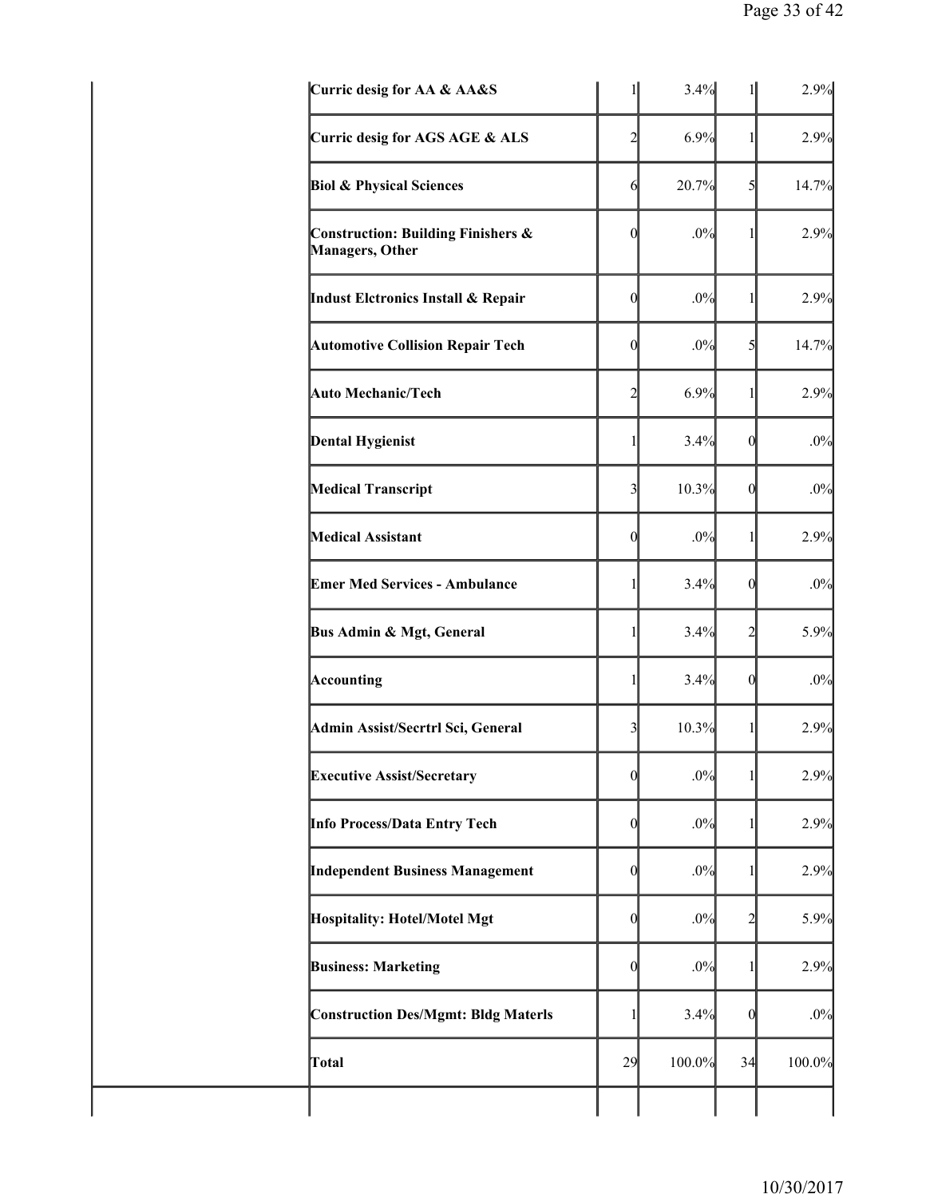| | | | | | |
|---|---|---|---|---|---|
| | **Curric desig for AA & AA&S** | 1 | 3.4% | 1 | 2.9% |
| | **Curric desig for AGS AGE & ALS** | 2 | 6.9% | 1 | 2.9% |
| | **Biol & Physical Sciences** | 6 | 20.7% | 5 | 14.7% |
| | **Construction: Building Finishers & Managers, Other** | 0 | .0% | 1 | 2.9% |
| | **Indust Elctronics Install & Repair** | 0 | .0% | 1 | 2.9% |
| | **Automotive Collision Repair Tech** | 0 | .0% | 5 | 14.7% |
| | **Auto Mechanic/Tech** | 2 | 6.9% | 1 | 2.9% |
| | **Dental Hygienist** | 1 | 3.4% | 0 | .0% |
| | **Medical Transcript** | 3 | 10.3% | 0 | .0% |
| | **Medical Assistant** | 0 | .0% | 1 | 2.9% |
| | **Emer Med Services - Ambulance** | 1 | 3.4% | 0 | .0% |
| | **Bus Admin & Mgt, General** | 1 | 3.4% | 2 | 5.9% |
| | **Accounting** | 1 | 3.4% | 0 | .0% |
| | **Admin Assist/Secrtrl Sci, General** | 3 | 10.3% | 1 | 2.9% |
| | **Executive Assist/Secretary** | 0 | .0% | 1 | 2.9% |
| | **Info Process/Data Entry Tech** | 0 | .0% | 1 | 2.9% |
| | **Independent Business Management** | 0 | .0% | 1 | 2.9% |
| | **Hospitality: Hotel/Motel Mgt** | 0 | .0% | 2 | 5.9% |
| | **Business: Marketing** | 0 | .0% | 1 | 2.9% |
| | **Construction Des/Mgmt: Bldg Materls** | 1 | 3.4% | 0 | .0% |
| | **Total** | 29 | 100.0% | 34 | 100.0% |
| | | | | | |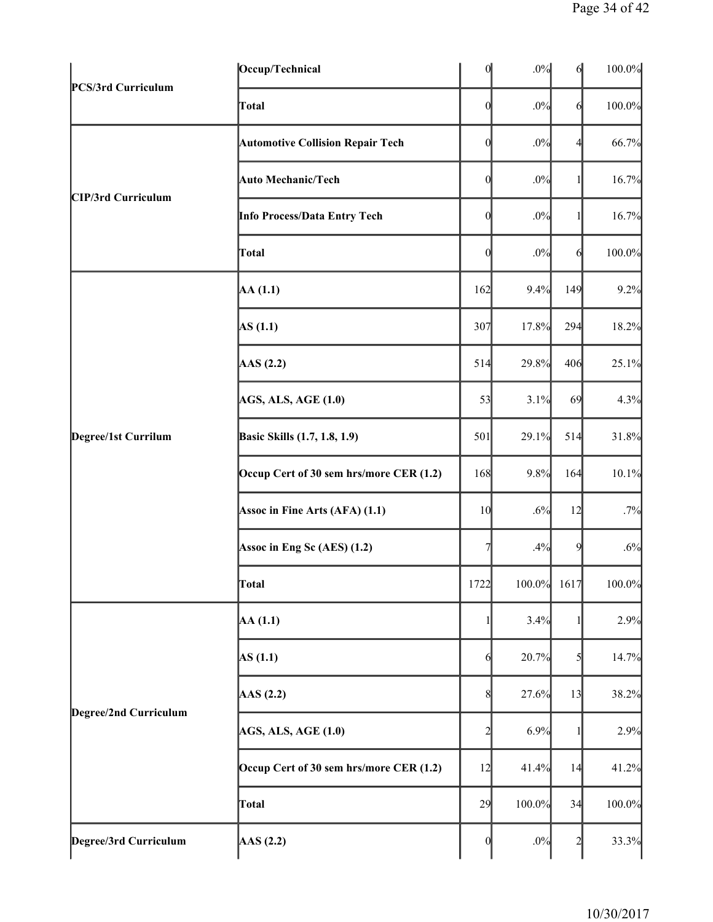| | | | | | |
|---|---|---|---|---|---|
| PCS/3rd Curriculum | Occup/Technical | 0 | .0% | 6 | 100.0% |
| | Total | 0 | .0% | 6 | 100.0% |
| CIP/3rd Curriculum | Automotive Collision Repair Tech | 0 | .0% | 4 | 66.7% |
| | Auto Mechanic/Tech | 0 | .0% | 1 | 16.7% |
| | Info Process/Data Entry Tech | 0 | .0% | 1 | 16.7% |
| | Total | 0 | .0% | 6 | 100.0% |
| Degree/1st Currilum | AA (1.1) | 162 | 9.4% | 149 | 9.2% |
| | AS (1.1) | 307 | 17.8% | 294 | 18.2% |
| | AAS (2.2) | 514 | 29.8% | 406 | 25.1% |
| | AGS, ALS, AGE (1.0) | 53 | 3.1% | 69 | 4.3% |
| | Basic Skills (1.7, 1.8, 1.9) | 501 | 29.1% | 514 | 31.8% |
| | Occup Cert of 30 sem hrs/more CER (1.2) | 168 | 9.8% | 164 | 10.1% |
| | Assoc in Fine Arts (AFA) (1.1) | 10 | .6% | 12 | .7% |
| | Assoc in Eng Sc (AES) (1.2) | 7 | .4% | 9 | .6% |
| | Total | 1722 | 100.0% | 1617 | 100.0% |
| Degree/2nd Curriculum | AA (1.1) | 1 | 3.4% | 1 | 2.9% |
| | AS (1.1) | 6 | 20.7% | 5 | 14.7% |
| | AAS (2.2) | 8 | 27.6% | 13 | 38.2% |
| | AGS, ALS, AGE (1.0) | 2 | 6.9% | 1 | 2.9% |
| | Occup Cert of 30 sem hrs/more CER (1.2) | 12 | 41.4% | 14 | 41.2% |
| | Total | 29 | 100.0% | 34 | 100.0% |
| Degree/3rd Curriculum | AAS (2.2) | 0 | .0% | 2 | 33.3% |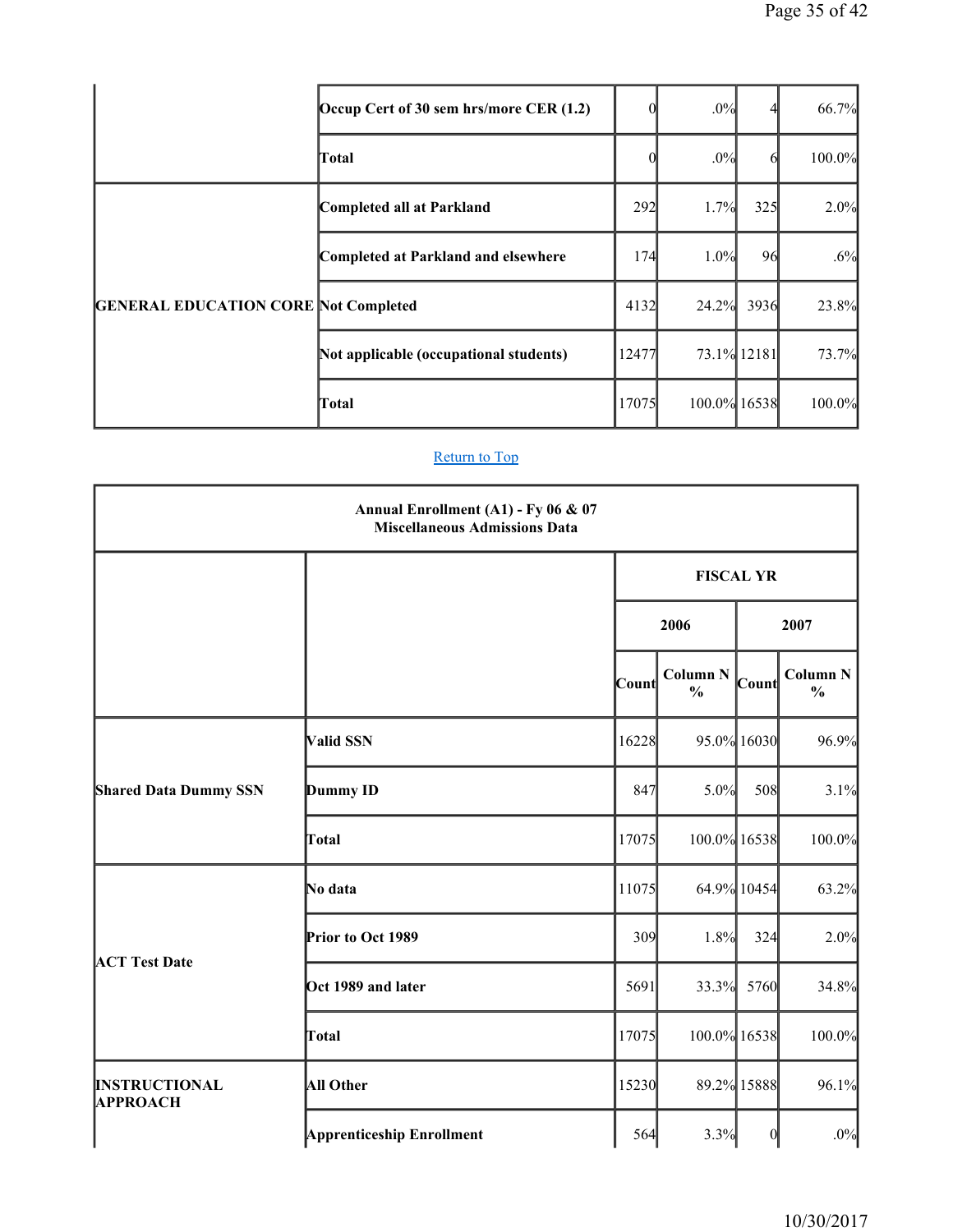| | | | | | |
|---|---|---|---|---|---|
| | Occup Cert of 30 sem hrs/more CER (1.2) | 0 | .0% | 4 | 66.7% |
| | Total | 0 | .0% | 6 | 100.0% |
| GENERAL EDUCATION CORE | Completed all at Parkland | 292 | 1.7% | 325 | 2.0% |
| | Completed at Parkland and elsewhere | 174 | 1.0% | 96 | .6% |
| | Not Completed | 4132 | 24.2% | 3936 | 23.8% |
| | Not applicable (occupational students) | 12477 | 73.1% | 12181 | 73.7% |
| | Total | 17075 | 100.0% | 16538 | 100.0% |

Return to Top

**Annual Enrollment (A1) - Fy 06 & 07**
**Miscellaneous Admissions Data**

| | | FISCAL YR | | | |
|---|---|---|---|---|---|
| | | 2006 | | 2007 | |
| | | Count | Column N % | Count | Column N % |
| Shared Data Dummy SSN | Valid SSN | 16228 | 95.0% | 16030 | 96.9% |
| | Dummy ID | 847 | 5.0% | 508 | 3.1% |
| | Total | 17075 | 100.0% | 16538 | 100.0% |
| ACT Test Date | No data | 11075 | 64.9% | 10454 | 63.2% |
| | Prior to Oct 1989 | 309 | 1.8% | 324 | 2.0% |
| | Oct 1989 and later | 5691 | 33.3% | 5760 | 34.8% |
| | Total | 17075 | 100.0% | 16538 | 100.0% |
| INSTRUCTIONAL APPROACH | All Other | 15230 | 89.2% | 15888 | 96.1% |
| | Apprenticeship Enrollment | 564 | 3.3% | 0 | .0% |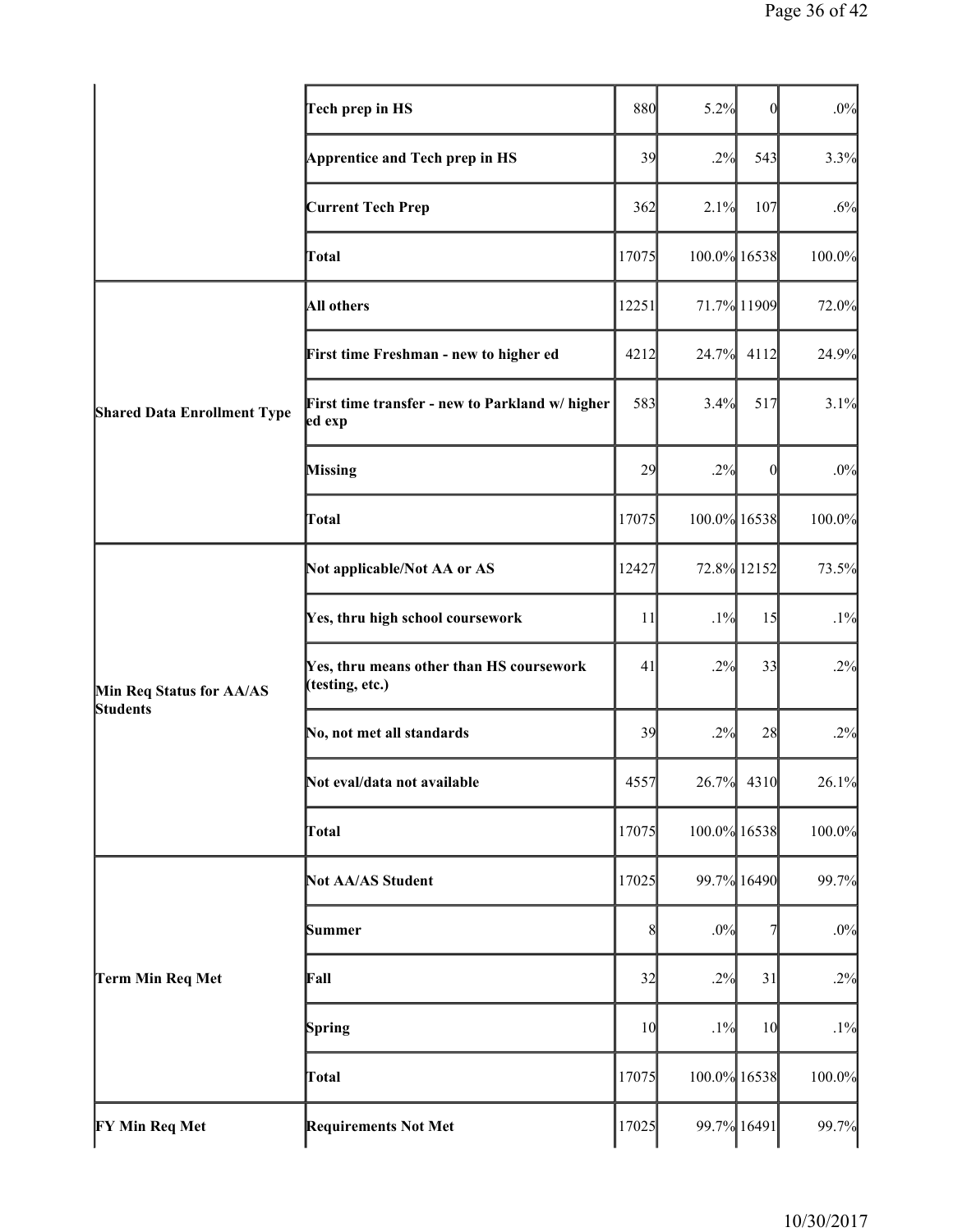| | | | | | |
|---|---|---|---|---|---|
| | Tech prep in HS | 880 | 5.2% | 0 | .0% |
| | Apprentice and Tech prep in HS | 39 | .2% | 543 | 3.3% |
| | Current Tech Prep | 362 | 2.1% | 107 | .6% |
| | Total | 17075 | 100.0% | 16538 | 100.0% |
| Shared Data Enrollment Type | All others | 12251 | 71.7% | 11909 | 72.0% |
| | First time Freshman - new to higher ed | 4212 | 24.7% | 4112 | 24.9% |
| | First time transfer - new to Parkland w/ higher ed exp | 583 | 3.4% | 517 | 3.1% |
| | Missing | 29 | .2% | 0 | .0% |
| | Total | 17075 | 100.0% | 16538 | 100.0% |
| Min Req Status for AA/AS Students | Not applicable/Not AA or AS | 12427 | 72.8% | 12152 | 73.5% |
| | Yes, thru high school coursework | 11 | .1% | 15 | .1% |
| | Yes, thru means other than HS coursework (testing, etc.) | 41 | .2% | 33 | .2% |
| | No, not met all standards | 39 | .2% | 28 | .2% |
| | Not eval/data not available | 4557 | 26.7% | 4310 | 26.1% |
| | Total | 17075 | 100.0% | 16538 | 100.0% |
| Term Min Req Met | Not AA/AS Student | 17025 | 99.7% | 16490 | 99.7% |
| | Summer | 8 | .0% | 7 | .0% |
| | Fall | 32 | .2% | 31 | .2% |
| | Spring | 10 | .1% | 10 | .1% |
| | Total | 17075 | 100.0% | 16538 | 100.0% |
| FY Min Req Met | Requirements Not Met | 17025 | 99.7% | 16491 | 99.7% |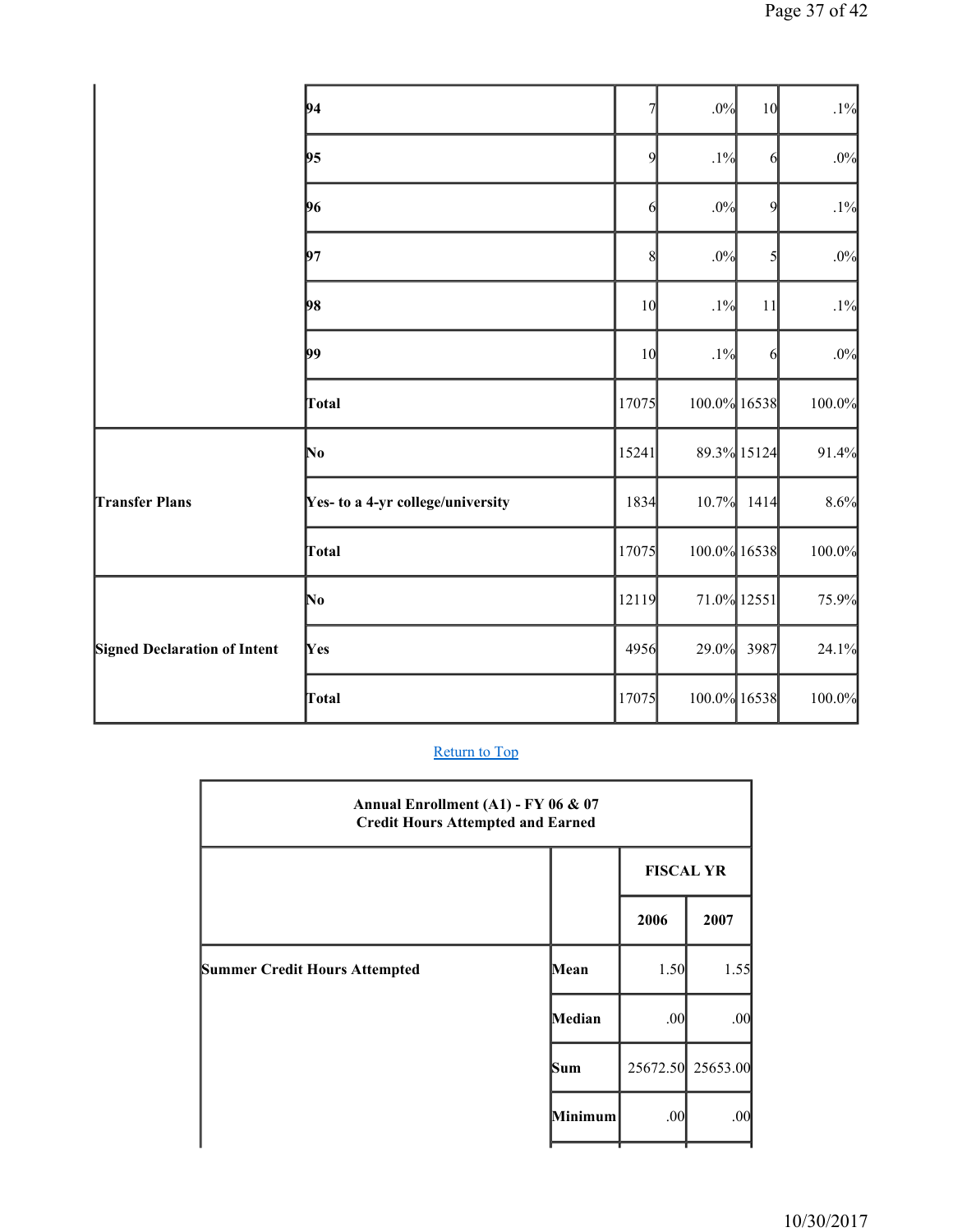| | | | | | |
|---|---|---|---|---|---|
| | 94 | 7 | .0% | 10 | .1% |
| | 95 | 9 | .1% | 6 | .0% |
| | 96 | 6 | .0% | 9 | .1% |
| | 97 | 8 | .0% | 5 | .0% |
| | 98 | 10 | .1% | 11 | .1% |
| | 99 | 10 | .1% | 6 | .0% |
| | **Total** | 17075 | 100.0% | 16538 | 100.0% |
| **Transfer Plans** | **No** | 15241 | 89.3% | 15124 | 91.4% |
| | **Yes- to a 4-yr college/university** | 1834 | 10.7% | 1414 | 8.6% |
| | **Total** | 17075 | 100.0% | 16538 | 100.0% |
| **Signed Declaration of Intent** | **No** | 12119 | 71.0% | 12551 | 75.9% |
| | **Yes** | 4956 | 29.0% | 3987 | 24.1% |
| | **Total** | 17075 | 100.0% | 16538 | 100.0% |

Return to Top

**Annual Enrollment (A1) - FY 06 & 07**
**Credit Hours Attempted and Earned**

| | | FISCAL YR | |
|---|---|---|---|
| | | **2006** | **2007** |
| **Summer Credit Hours Attempted** | **Mean** | 1.50 | 1.55 |
| | **Median** | .00 | .00 |
| | **Sum** | 25672.50 | 25653.00 |
| | **Minimum** | .00 | .00 |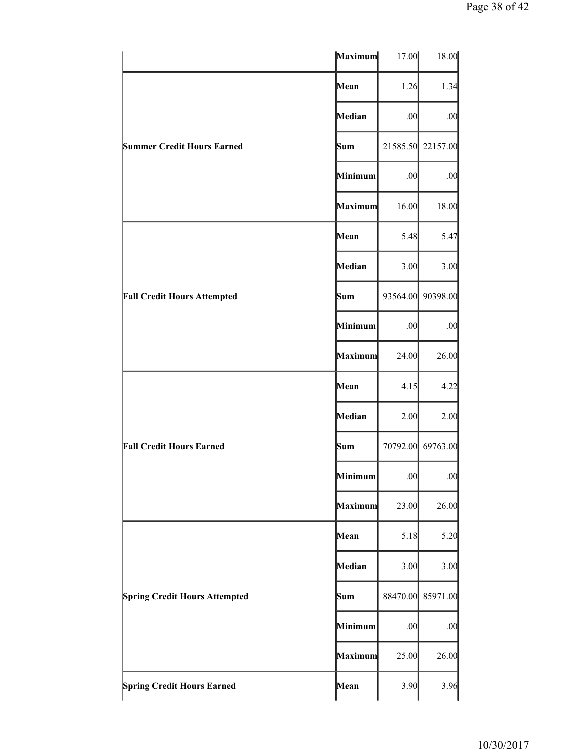| | | | |
|---|---|---|---|
| | **Maximum** | 17.00 | 18.00 |
| **Summer Credit Hours Earned** | **Mean** | 1.26 | 1.34 |
| | **Median** | .00 | .00 |
| | **Sum** | 21585.50 | 22157.00 |
| | **Minimum** | .00 | .00 |
| | **Maximum** | 16.00 | 18.00 |
| **Fall Credit Hours Attempted** | **Mean** | 5.48 | 5.47 |
| | **Median** | 3.00 | 3.00 |
| | **Sum** | 93564.00 | 90398.00 |
| | **Minimum** | .00 | .00 |
| | **Maximum** | 24.00 | 26.00 |
| **Fall Credit Hours Earned** | **Mean** | 4.15 | 4.22 |
| | **Median** | 2.00 | 2.00 |
| | **Sum** | 70792.00 | 69763.00 |
| | **Minimum** | .00 | .00 |
| | **Maximum** | 23.00 | 26.00 |
| **Spring Credit Hours Attempted** | **Mean** | 5.18 | 5.20 |
| | **Median** | 3.00 | 3.00 |
| | **Sum** | 88470.00 | 85971.00 |
| | **Minimum** | .00 | .00 |
| | **Maximum** | 25.00 | 26.00 |
| **Spring Credit Hours Earned** | **Mean** | 3.90 | 3.96 |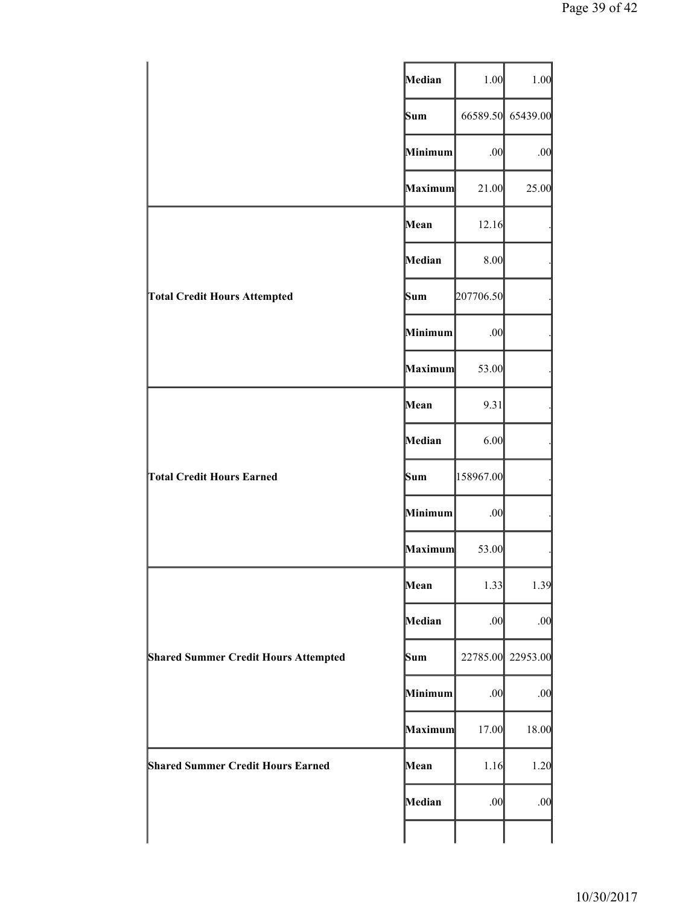| | | | |
|---|---|---|---|
| | Median | 1.00 | 1.00 |
| | Sum | 66589.50 | 65439.00 |
| | Minimum | .00 | .00 |
| | Maximum | 21.00 | 25.00 |
| **Total Credit Hours Attempted** | Mean | 12.16 | . |
| | Median | 8.00 | . |
| | Sum | 207706.50 | . |
| | Minimum | .00 | . |
| | Maximum | 53.00 | . |
| **Total Credit Hours Earned** | Mean | 9.31 | . |
| | Median | 6.00 | . |
| | Sum | 158967.00 | . |
| | Minimum | .00 | . |
| | Maximum | 53.00 | . |
| **Shared Summer Credit Hours Attempted** | Mean | 1.33 | 1.39 |
| | Median | .00 | .00 |
| | Sum | 22785.00 | 22953.00 |
| | Minimum | .00 | .00 |
| | Maximum | 17.00 | 18.00 |
| **Shared Summer Credit Hours Earned** | Mean | 1.16 | 1.20 |
| | Median | .00 | .00 |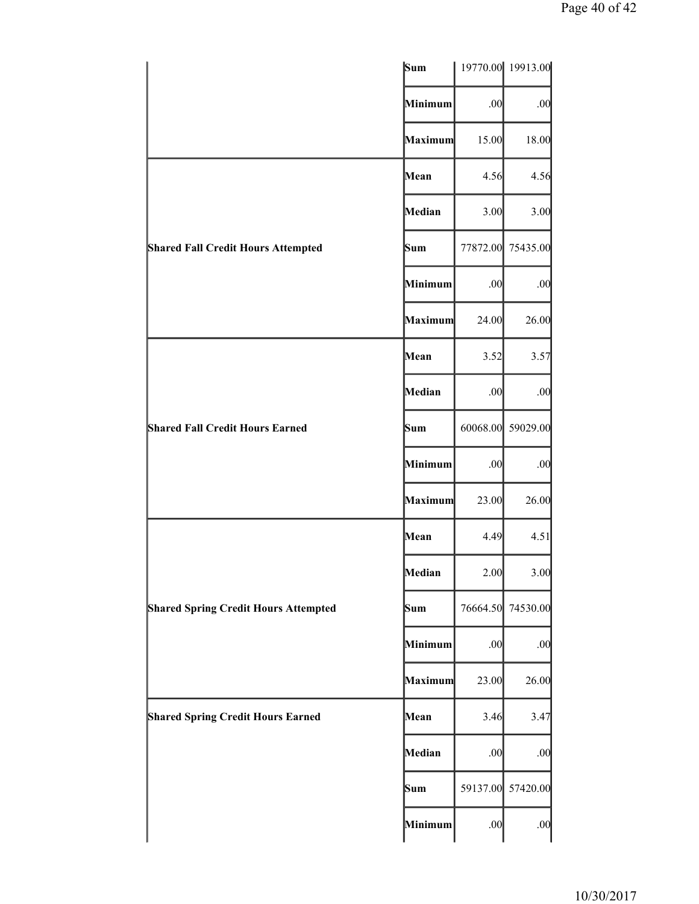| | | | |
|---|---|---|---|
| | Sum | 19770.00 | 19913.00 |
| | Minimum | .00 | .00 |
| | Maximum | 15.00 | 18.00 |
| **Shared Fall Credit Hours Attempted** | Mean | 4.56 | 4.56 |
| | Median | 3.00 | 3.00 |
| | Sum | 77872.00 | 75435.00 |
| | Minimum | .00 | .00 |
| | Maximum | 24.00 | 26.00 |
| **Shared Fall Credit Hours Earned** | Mean | 3.52 | 3.57 |
| | Median | .00 | .00 |
| | Sum | 60068.00 | 59029.00 |
| | Minimum | .00 | .00 |
| | Maximum | 23.00 | 26.00 |
| **Shared Spring Credit Hours Attempted** | Mean | 4.49 | 4.51 |
| | Median | 2.00 | 3.00 |
| | Sum | 76664.50 | 74530.00 |
| | Minimum | .00 | .00 |
| | Maximum | 23.00 | 26.00 |
| **Shared Spring Credit Hours Earned** | Mean | 3.46 | 3.47 |
| | Median | .00 | .00 |
| | Sum | 59137.00 | 57420.00 |
| | Minimum | .00 | .00 |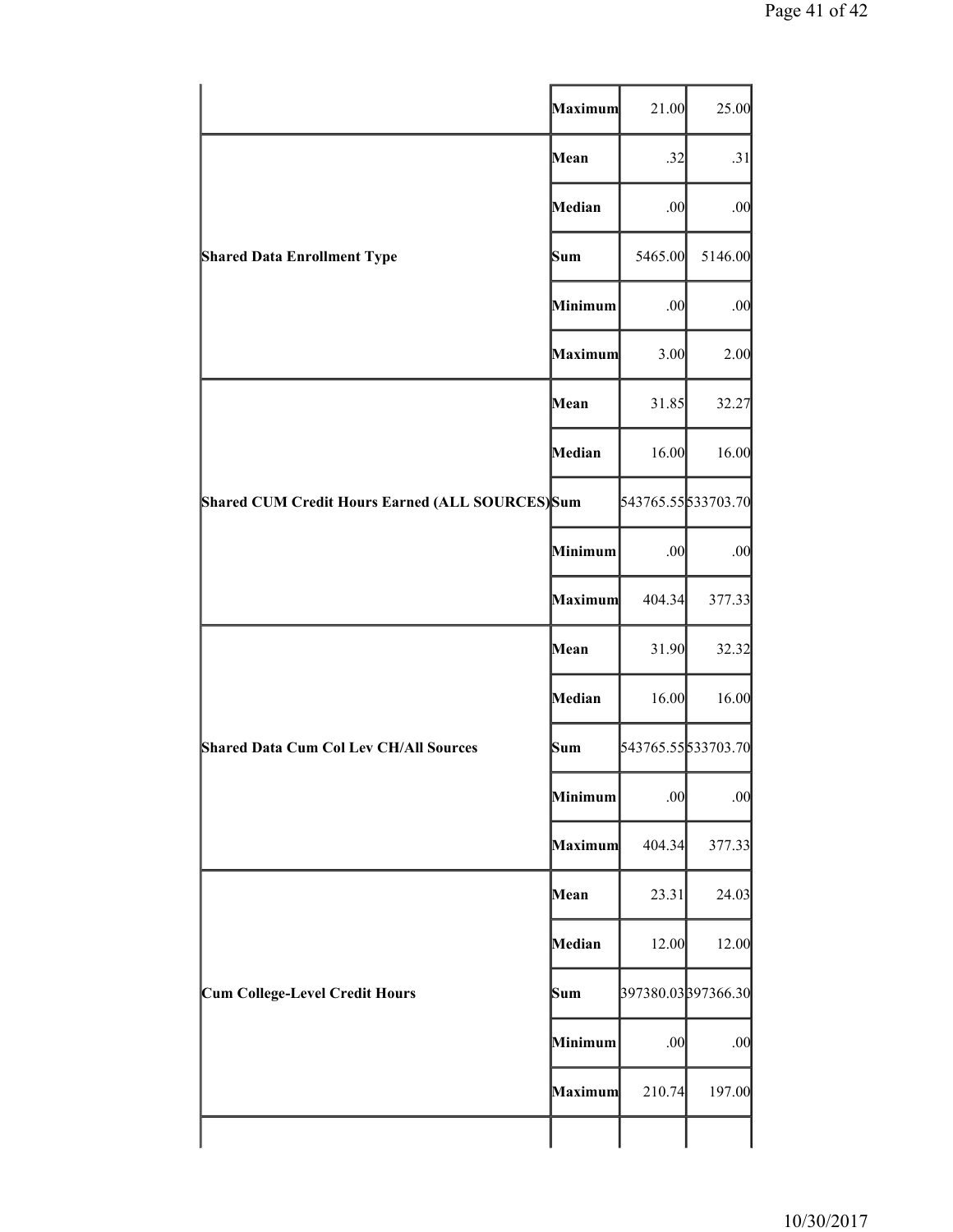| | | | |
|---|---|---|---|
| | **Maximum** | 21.00 | 25.00 |
| **Shared Data Enrollment Type** | **Mean** | .32 | .31 |
| | **Median** | .00 | .00 |
| | **Sum** | 5465.00 | 5146.00 |
| | **Minimum** | .00 | .00 |
| | **Maximum** | 3.00 | 2.00 |
| **Shared CUM Credit Hours Earned (ALL SOURCES)** | **Mean** | 31.85 | 32.27 |
| | **Median** | 16.00 | 16.00 |
| | **Sum** | 543765.55 | 533703.70 |
| | **Minimum** | .00 | .00 |
| | **Maximum** | 404.34 | 377.33 |
| **Shared Data Cum Col Lev CH/All Sources** | **Mean** | 31.90 | 32.32 |
| | **Median** | 16.00 | 16.00 |
| | **Sum** | 543765.55 | 533703.70 |
| | **Minimum** | .00 | .00 |
| | **Maximum** | 404.34 | 377.33 |
| **Cum College-Level Credit Hours** | **Mean** | 23.31 | 24.03 |
| | **Median** | 12.00 | 12.00 |
| | **Sum** | 397380.03 | 397366.30 |
| | **Minimum** | .00 | .00 |
| | **Maximum** | 210.74 | 197.00 |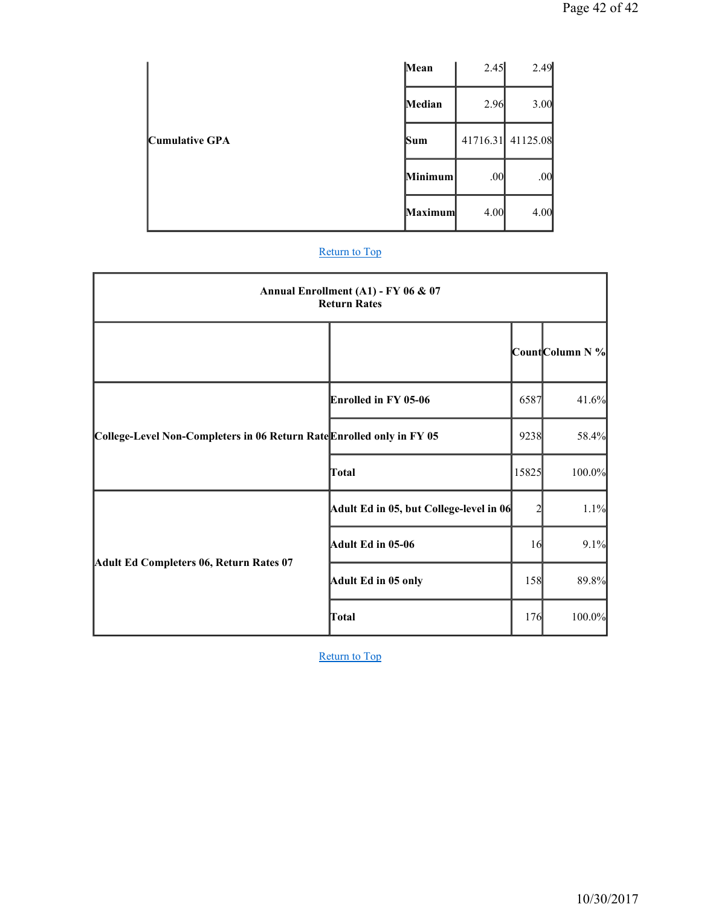| | | | |
|---|---|---|---|
| Cumulative GPA | **Mean** | 2.45 | 2.49 |
| | **Median** | 2.96 | 3.00 |
| | **Sum** | 41716.31 | 41125.08 |
| | **Minimum** | .00 | .00 |
| | **Maximum** | 4.00 | 4.00 |

Return to Top

**Annual Enrollment (A1) - FY 06 & 07**
**Return Rates**

| | | Count | Column N % |
|---|---|---|---|
| **College-Level Non-Completers in 06 Return Rate** | **Enrolled in FY 05-06** | 6587 | 41.6% |
| | **Enrolled only in FY 05** | 9238 | 58.4% |
| | **Total** | 15825 | 100.0% |
| **Adult Ed Completers 06, Return Rates 07** | **Adult Ed in 05, but College-level in 06** | 2 | 1.1% |
| | **Adult Ed in 05-06** | 16 | 9.1% |
| | **Adult Ed in 05 only** | 158 | 89.8% |
| | **Total** | 176 | 100.0% |

Return to Top